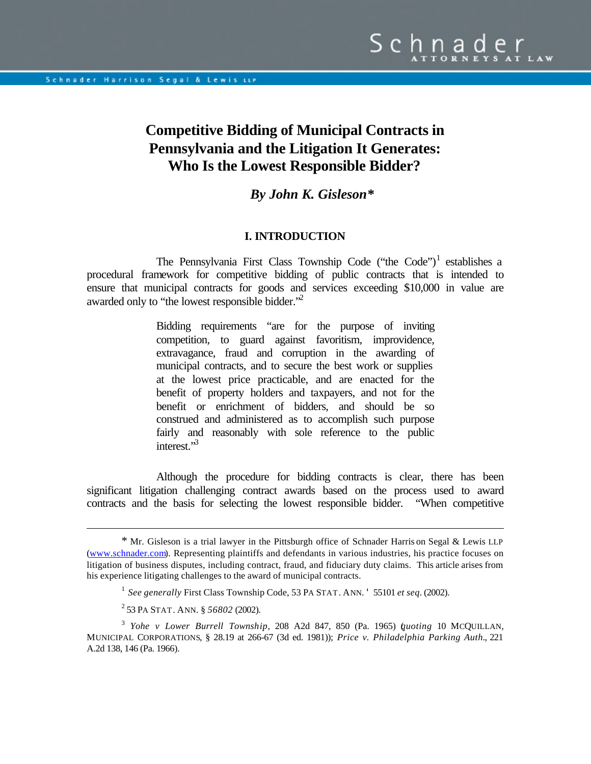# Competitive Bidding of Municipal Contracts in Pennsylvania and the Litigation It Generates: Who Is the Lowest Responsible Bidder?

### *By John K. Gisleson\**

## I. INTRODUCTION

The Pennsylvania First Class Township Code ("the Code")[1] establishes a procedural framework for competitive bidding of public contracts that is intended to ensure that municipal contracts for goods and services exceeding $10,000 in value are awarded only to "the lowest responsible bidder."[2]

> Bidding requirements "are for the purpose of inviting competition, to guard against favoritism, improvidence, extravagance, fraud and corruption in the awarding of municipal contracts, and to secure the best work or supplies at the lowest price practicable, and are enacted for the benefit of property holders and taxpayers, and not for the benefit or enrichment of bidders, and should be so construed and administered as to accomplish such purpose fairly and reasonably with sole reference to the public interest."[3]

Although the procedure for bidding contracts is clear, there has been significant litigation challenging contract awards based on the process used to award contracts and the basis for selecting the lowest responsible bidder. "When competitive

---

\* Mr. Gisleson is a trial lawyer in the Pittsburgh office of Schnader Harrison Segal & Lewis LLP (www.schnader.com). Representing plaintiffs and defendants in various industries, his practice focuses on litigation of business disputes, including contract, fraud, and fiduciary duty claims. This article arises from his experience litigating challenges to the award of municipal contracts.

[1] *See generally* First Class Township Code, 53 PA STAT. ANN. ' 55101 *et seq*. (2002).

[2] 53 PA STAT. ANN. § *56802* (2002).

[3] *Yohe v Lower Burrell Township*, 208 A2d 847, 850 (Pa. 1965) (*quoting* 10 MCQUILLAN, MUNICIPAL CORPORATIONS, § 28.19 at 266-67 (3d ed. 1981)); *Price v. Philadelphia Parking Auth*., 221 A.2d 138, 146 (Pa. 1966).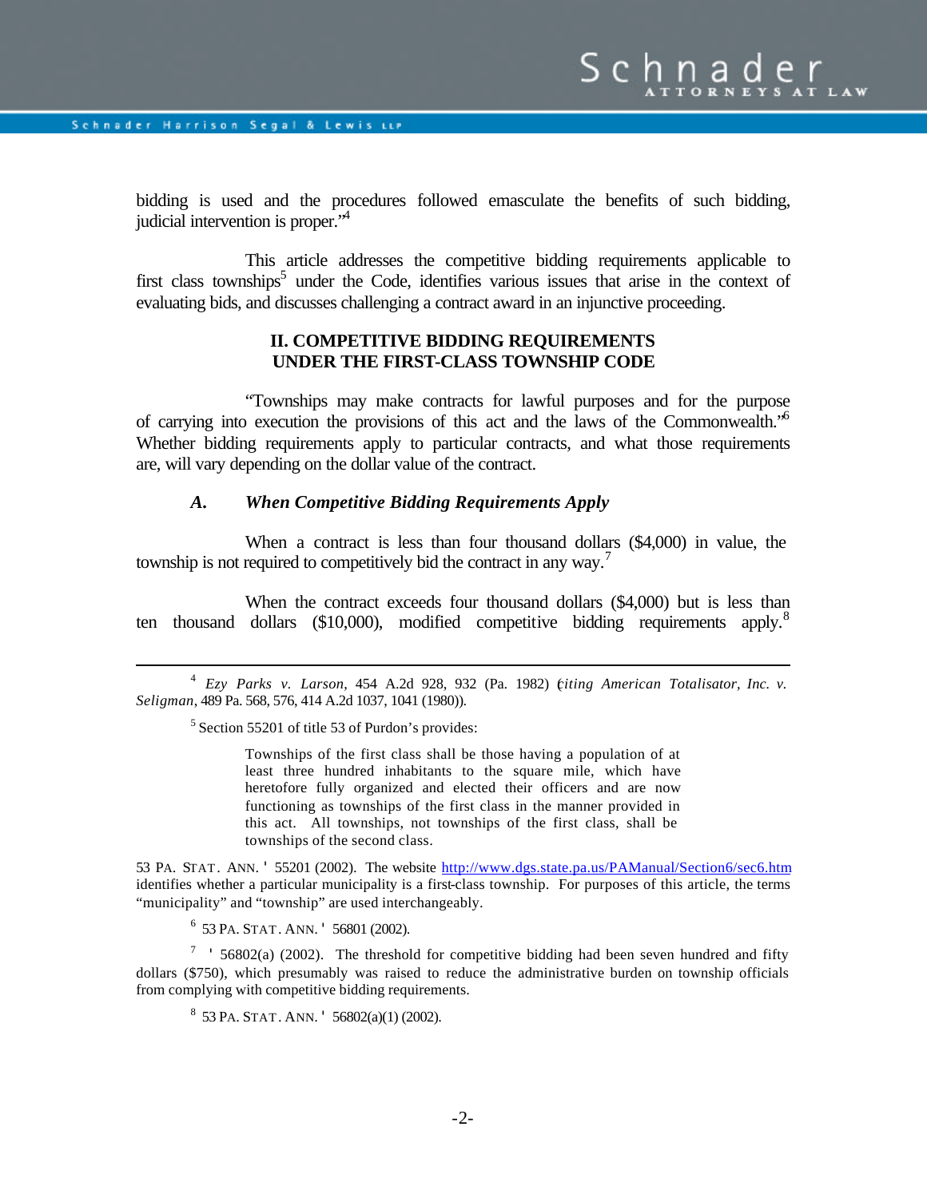bidding is used and the procedures followed emasculate the benefits of such bidding, judicial intervention is proper."[4]

This article addresses the competitive bidding requirements applicable to first class townships[5] under the Code, identifies various issues that arise in the context of evaluating bids, and discusses challenging a contract award in an injunctive proceeding.

## II. COMPETITIVE BIDDING REQUIREMENTS UNDER THE FIRST-CLASS TOWNSHIP CODE

"Townships may make contracts for lawful purposes and for the purpose of carrying into execution the provisions of this act and the laws of the Commonwealth."[6] Whether bidding requirements apply to particular contracts, and what those requirements are, will vary depending on the dollar value of the contract.

### *A. When Competitive Bidding Requirements Apply*

When a contract is less than four thousand dollars ($4,000) in value, the township is not required to competitively bid the contract in any way.[7]

When the contract exceeds four thousand dollars ($4,000) but is less than ten thousand dollars ($10,000), modified competitive bidding requirements apply.[8]

---

[4] *Ezy Parks v. Larson*, 454 A.2d 928, 932 (Pa. 1982) (*citing American Totalisator, Inc. v. Seligman*, 489 Pa. 568, 576, 414 A.2d 1037, 1041 (1980)).

[5] Section 55201 of title 53 of Purdon's provides:

> Townships of the first class shall be those having a population of at least three hundred inhabitants to the square mile, which have heretofore fully organized and elected their officers and are now functioning as townships of the first class in the manner provided in this act. All townships, not townships of the first class, shall be townships of the second class.

53 PA. STAT. ANN. ' 55201 (2002). The website http://www.dgs.state.pa.us/PAManual/Section6/sec6.htm identifies whether a particular municipality is a first-class township. For purposes of this article, the terms "municipality" and "township" are used interchangeably.

[6] 53 PA. STAT. ANN. ' 56801 (2002).

[7] ' 56802(a) (2002). The threshold for competitive bidding had been seven hundred and fifty dollars ($750), which presumably was raised to reduce the administrative burden on township officials from complying with competitive bidding requirements.

[8] 53 PA. STAT. ANN. ' 56802(a)(1) (2002).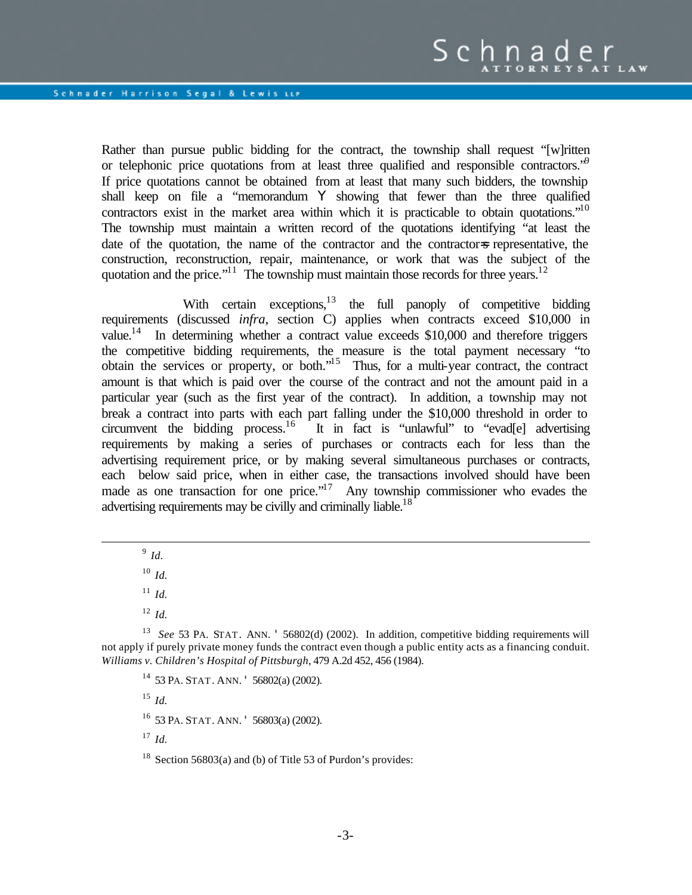Rather than pursue public bidding for the contract, the township shall request "[w]ritten or telephonic price quotations from at least three qualified and responsible contractors."[9] If price quotations cannot be obtained from at least that many such bidders, the township shall keep on file a "memorandum Y showing that fewer than the three qualified contractors exist in the market area within which it is practicable to obtain quotations."[10] The township must maintain a written record of the quotations identifying "at least the date of the quotation, the name of the contractor and the contractor=s representative, the construction, reconstruction, repair, maintenance, or work that was the subject of the quotation and the price."[11] The township must maintain those records for three years.[12]

With certain exceptions,[13] the full panoply of competitive bidding requirements (discussed *infra*, section C) applies when contracts exceed $10,000 in value.[14] In determining whether a contract value exceeds $10,000 and therefore triggers the competitive bidding requirements, the measure is the total payment necessary "to obtain the services or property, or both."[15] Thus, for a multi-year contract, the contract amount is that which is paid over the course of the contract and not the amount paid in a particular year (such as the first year of the contract). In addition, a township may not break a contract into parts with each part falling under the $10,000 threshold in order to circumvent the bidding process.[16] It in fact is "unlawful" to "evad[e] advertising requirements by making a series of purchases or contracts each for less than the advertising requirement price, or by making several simultaneous purchases or contracts, each below said price, when in either case, the transactions involved should have been made as one transaction for one price."[17] Any township commissioner who evades the advertising requirements may be civilly and criminally liable.[18]

---

[9] *Id.*

[10] *Id.*

[11] *Id.*

[12] *Id.*

[13] *See* 53 PA. STAT. ANN. ' 56802(d) (2002). In addition, competitive bidding requirements will not apply if purely private money funds the contract even though a public entity acts as a financing conduit. *Williams v. Children's Hospital of Pittsburgh*, 479 A.2d 452, 456 (1984).

[14] 53 PA. STAT. ANN. ' 56802(a) (2002).

[15] *Id.*

[16] 53 PA. STAT. ANN. ' 56803(a) (2002).

[17] *Id.*

[18] Section 56803(a) and (b) of Title 53 of Purdon's provides: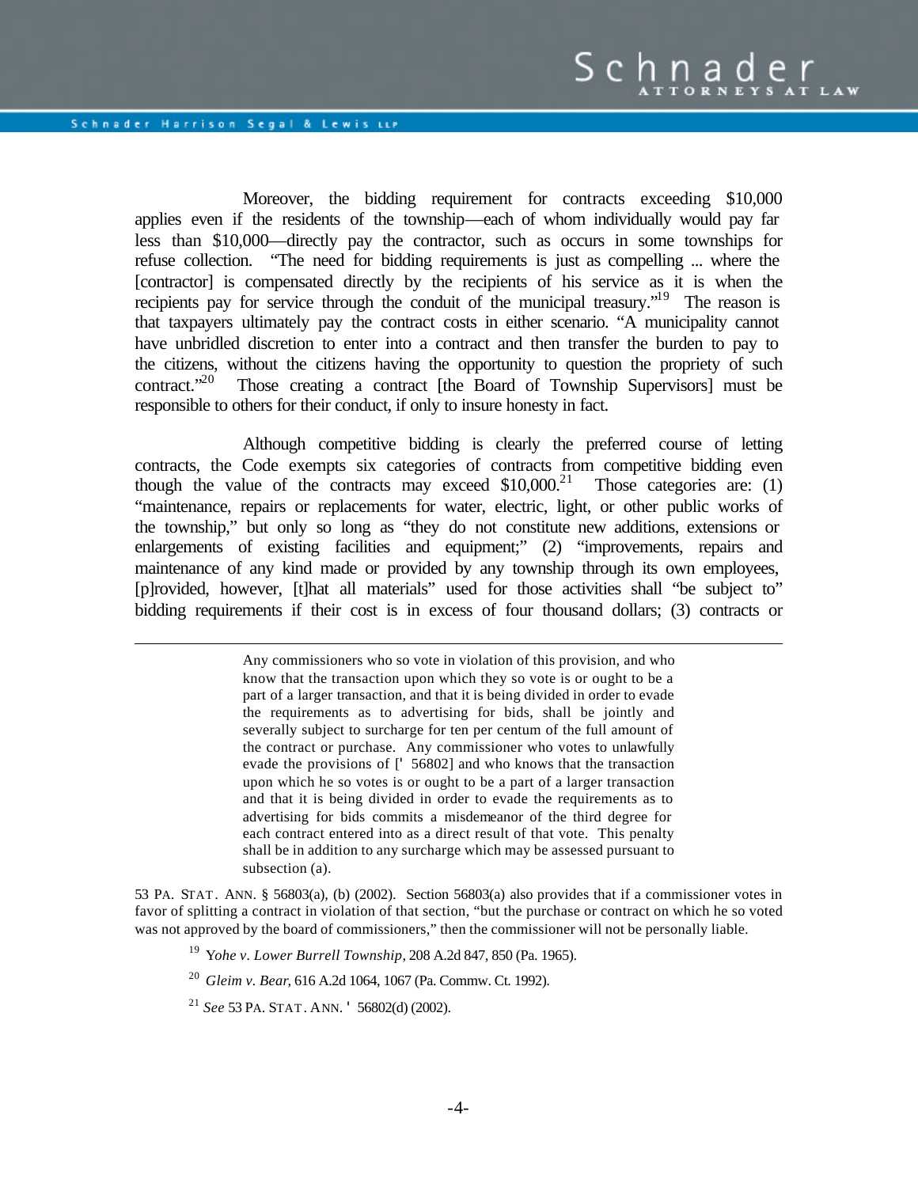Moreover, the bidding requirement for contracts exceeding $10,000 applies even if the residents of the township—each of whom individually would pay far less than $10,000—directly pay the contractor, such as occurs in some townships for refuse collection. "The need for bidding requirements is just as compelling ... where the [contractor] is compensated directly by the recipients of his service as it is when the recipients pay for service through the conduit of the municipal treasury."[19] The reason is that taxpayers ultimately pay the contract costs in either scenario. "A municipality cannot have unbridled discretion to enter into a contract and then transfer the burden to pay to the citizens, without the citizens having the opportunity to question the propriety of such contract."[20] Those creating a contract [the Board of Township Supervisors] must be responsible to others for their conduct, if only to insure honesty in fact.

Although competitive bidding is clearly the preferred course of letting contracts, the Code exempts six categories of contracts from competitive bidding even though the value of the contracts may exceed $10,000.[21] Those categories are: (1) "maintenance, repairs or replacements for water, electric, light, or other public works of the township," but only so long as "they do not constitute new additions, extensions or enlargements of existing facilities and equipment;" (2) "improvements, repairs and maintenance of any kind made or provided by any township through its own employees, [p]rovided, however, [t]hat all materials" used for those activities shall "be subject to" bidding requirements if their cost is in excess of four thousand dollars; (3) contracts or

---

> Any commissioners who so vote in violation of this provision, and who know that the transaction upon which they so vote is or ought to be a part of a larger transaction, and that it is being divided in order to evade the requirements as to advertising for bids, shall be jointly and severally subject to surcharge for ten per centum of the full amount of the contract or purchase. Any commissioner who votes to unlawfully evade the provisions of [§ 56802] and who knows that the transaction upon which he so votes is or ought to be a part of a larger transaction and that it is being divided in order to evade the requirements as to advertising for bids commits a misdemeanor of the third degree for each contract entered into as a direct result of that vote. This penalty shall be in addition to any surcharge which may be assessed pursuant to subsection (a).

53 PA. STAT. ANN. § 56803(a), (b) (2002). Section 56803(a) also provides that if a commissioner votes in favor of splitting a contract in violation of that section, "but the purchase or contract on which he so voted was not approved by the board of commissioners," then the commissioner will not be personally liable.

[19] *Yohe v. Lower Burrell Township*, 208 A.2d 847, 850 (Pa. 1965).

[20] *Gleim v. Bear*, 616 A.2d 1064, 1067 (Pa. Commw. Ct. 1992).

[21] *See* 53 PA. STAT. ANN. § 56802(d) (2002).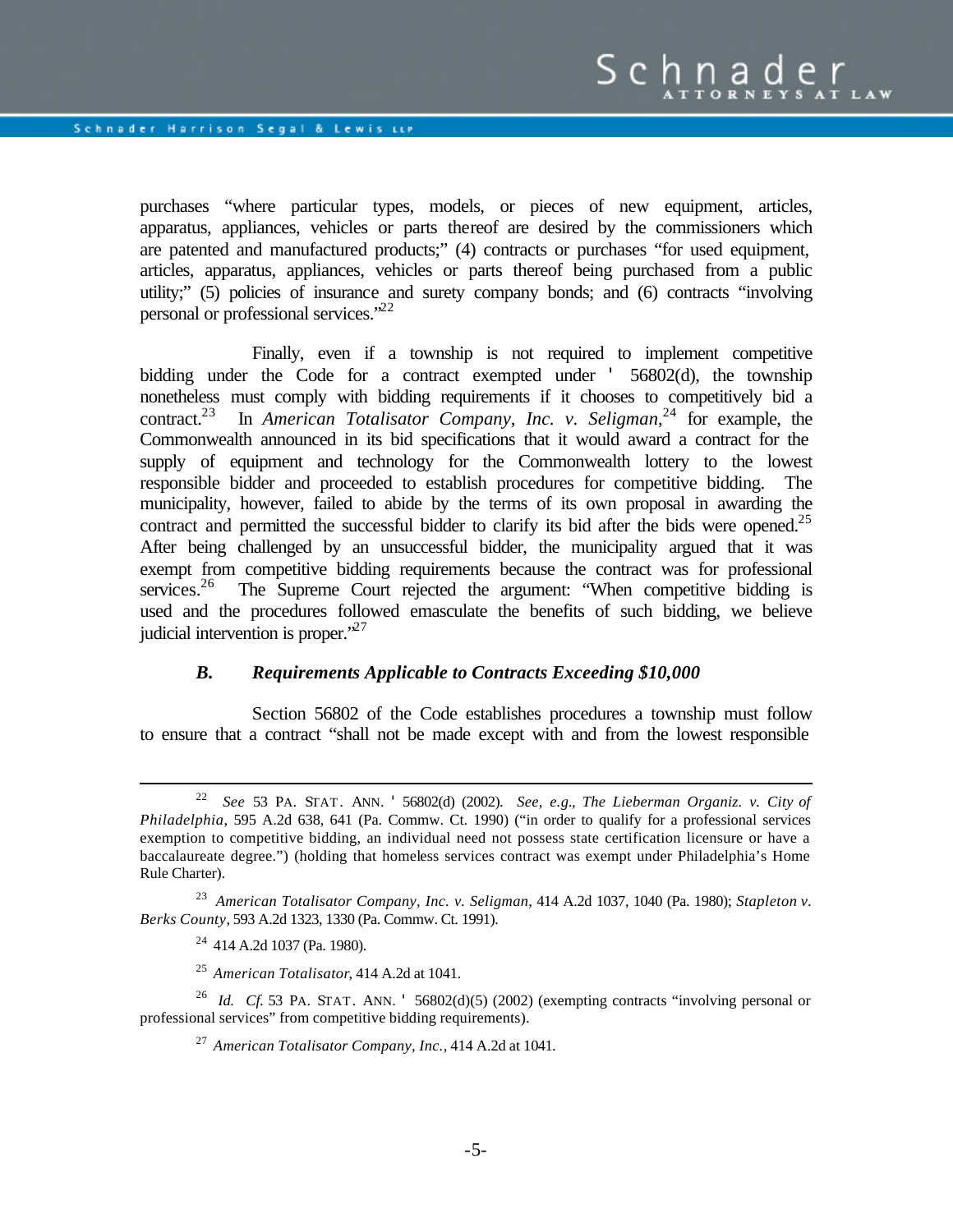purchases "where particular types, models, or pieces of new equipment, articles, apparatus, appliances, vehicles or parts thereof are desired by the commissioners which are patented and manufactured products;" (4) contracts or purchases "for used equipment, articles, apparatus, appliances, vehicles or parts thereof being purchased from a public utility;" (5) policies of insurance and surety company bonds; and (6) contracts "involving personal or professional services."[22]

Finally, even if a township is not required to implement competitive bidding under the Code for a contract exempted under ' 56802(d), the township nonetheless must comply with bidding requirements if it chooses to competitively bid a contract.[23] In *American Totalisator Company, Inc. v. Seligman*,[24] for example, the Commonwealth announced in its bid specifications that it would award a contract for the supply of equipment and technology for the Commonwealth lottery to the lowest responsible bidder and proceeded to establish procedures for competitive bidding. The municipality, however, failed to abide by the terms of its own proposal in awarding the contract and permitted the successful bidder to clarify its bid after the bids were opened.[25] After being challenged by an unsuccessful bidder, the municipality argued that it was exempt from competitive bidding requirements because the contract was for professional services.[26] The Supreme Court rejected the argument: "When competitive bidding is used and the procedures followed emasculate the benefits of such bidding, we believe judicial intervention is proper."[27]

### *B. Requirements Applicable to Contracts Exceeding $10,000*

Section 56802 of the Code establishes procedures a township must follow to ensure that a contract "shall not be made except with and from the lowest responsible

---

[22] *See* 53 PA. STAT. ANN. ' 56802(d) (2002). *See, e.g.*, *The Lieberman Organiz. v. City of Philadelphia*, 595 A.2d 638, 641 (Pa. Commw. Ct. 1990) ("in order to qualify for a professional services exemption to competitive bidding, an individual need not possess state certification licensure or have a baccalaureate degree.") (holding that homeless services contract was exempt under Philadelphia's Home Rule Charter).

[23] *American Totalisator Company, Inc. v. Seligman*, 414 A.2d 1037, 1040 (Pa. 1980); *Stapleton v. Berks County*, 593 A.2d 1323, 1330 (Pa. Commw. Ct. 1991).

[24] 414 A.2d 1037 (Pa. 1980).

[25] *American Totalisator*, 414 A.2d at 1041.

[26] *Id. Cf.* 53 PA. STAT. ANN. ' 56802(d)(5) (2002) (exempting contracts "involving personal or professional services" from competitive bidding requirements).

[27] *American Totalisator Company, Inc.*, 414 A.2d at 1041.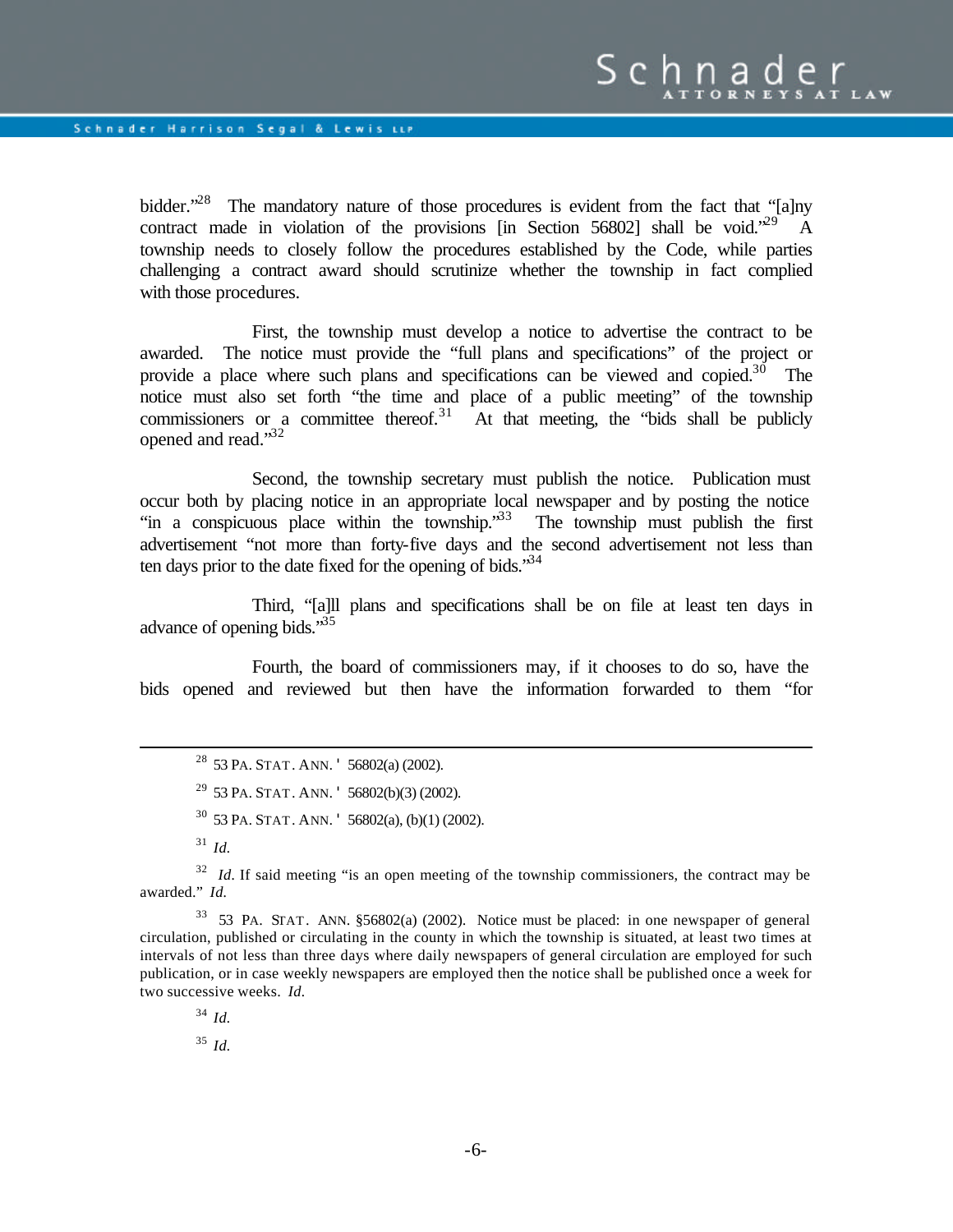bidder."[28] The mandatory nature of those procedures is evident from the fact that "[a]ny contract made in violation of the provisions [in Section 56802] shall be void."[29] A township needs to closely follow the procedures established by the Code, while parties challenging a contract award should scrutinize whether the township in fact complied with those procedures.

First, the township must develop a notice to advertise the contract to be awarded. The notice must provide the "full plans and specifications" of the project or provide a place where such plans and specifications can be viewed and copied.[30] The notice must also set forth "the time and place of a public meeting" of the township commissioners or a committee thereof.[31] At that meeting, the "bids shall be publicly opened and read."[32]

Second, the township secretary must publish the notice. Publication must occur both by placing notice in an appropriate local newspaper and by posting the notice "in a conspicuous place within the township."[33] The township must publish the first advertisement "not more than forty-five days and the second advertisement not less than ten days prior to the date fixed for the opening of bids."[34]

Third, "[a]ll plans and specifications shall be on file at least ten days in advance of opening bids."[35]

Fourth, the board of commissioners may, if it chooses to do so, have the bids opened and reviewed but then have the information forwarded to them "for

---

[28] 53 PA. STAT. ANN. ' 56802(a) (2002).

[29] 53 PA. STAT. ANN. ' 56802(b)(3) (2002).

[30] 53 PA. STAT. ANN. ' 56802(a), (b)(1) (2002).

[31] *Id.*

[32] *Id.* If said meeting "is an open meeting of the township commissioners, the contract may be awarded." *Id.*

[33] 53 PA. STAT. ANN. §56802(a) (2002). Notice must be placed: in one newspaper of general circulation, published or circulating in the county in which the township is situated, at least two times at intervals of not less than three days where daily newspapers of general circulation are employed for such publication, or in case weekly newspapers are employed then the notice shall be published once a week for two successive weeks. *Id.*

[34] *Id.*

[35] *Id.*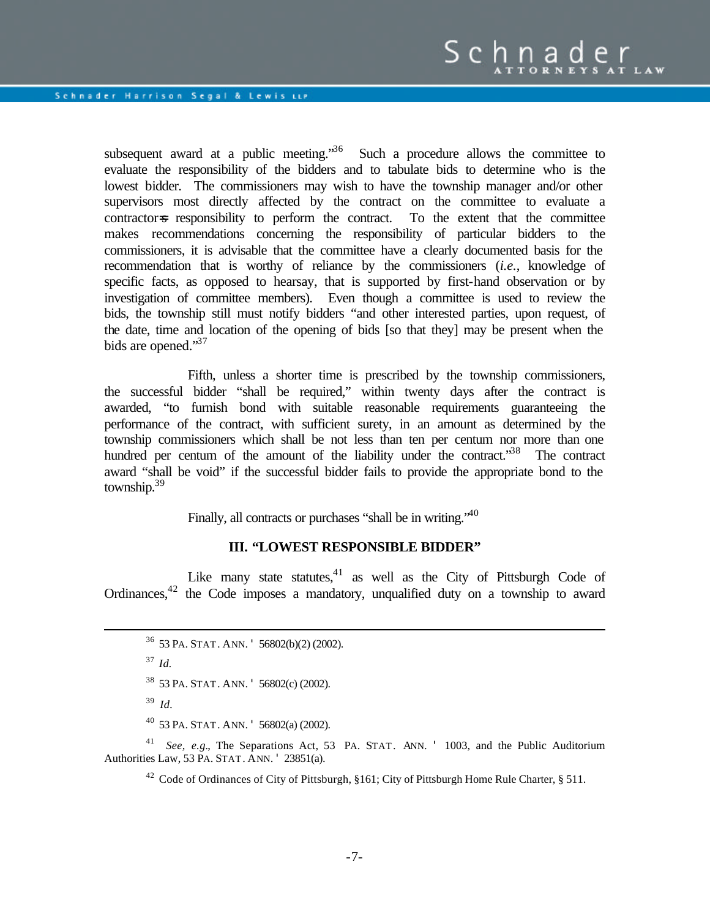subsequent award at a public meeting."[36] Such a procedure allows the committee to evaluate the responsibility of the bidders and to tabulate bids to determine who is the lowest bidder. The commissioners may wish to have the township manager and/or other supervisors most directly affected by the contract on the committee to evaluate a contractor's responsibility to perform the contract. To the extent that the committee makes recommendations concerning the responsibility of particular bidders to the commissioners, it is advisable that the committee have a clearly documented basis for the recommendation that is worthy of reliance by the commissioners (*i.e.*, knowledge of specific facts, as opposed to hearsay, that is supported by first-hand observation or by investigation of committee members). Even though a committee is used to review the bids, the township still must notify bidders "and other interested parties, upon request, of the date, time and location of the opening of bids [so that they] may be present when the bids are opened."[37]

Fifth, unless a shorter time is prescribed by the township commissioners, the successful bidder "shall be required," within twenty days after the contract is awarded, "to furnish bond with suitable reasonable requirements guaranteeing the performance of the contract, with sufficient surety, in an amount as determined by the township commissioners which shall be not less than ten per centum nor more than one hundred per centum of the amount of the liability under the contract."[38] The contract award "shall be void" if the successful bidder fails to provide the appropriate bond to the township.[39]

Finally, all contracts or purchases "shall be in writing."[40]

## III. "LOWEST RESPONSIBLE BIDDER"

Like many state statutes,[41] as well as the City of Pittsburgh Code of Ordinances,[42] the Code imposes a mandatory, unqualified duty on a township to award

---

[36] 53 PA. STAT. ANN. § 56802(b)(2) (2002).

[37] *Id.*

[38] 53 PA. STAT. ANN. § 56802(c) (2002).

[39] *Id.*

[40] 53 PA. STAT. ANN. § 56802(a) (2002).

[41] *See, e.g.*, The Separations Act, 53 PA. STAT. ANN. § 1003, and the Public Auditorium Authorities Law, 53 PA. STAT. ANN. § 23851(a).

[42] Code of Ordinances of City of Pittsburgh, §161; City of Pittsburgh Home Rule Charter, § 511.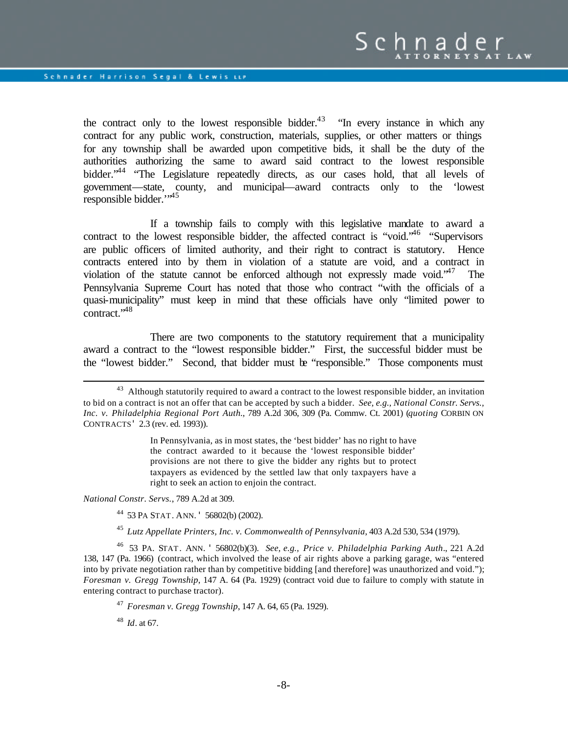the contract only to the lowest responsible bidder.[43] "In every instance in which any contract for any public work, construction, materials, supplies, or other matters or things for any township shall be awarded upon competitive bids, it shall be the duty of the authorities authorizing the same to award said contract to the lowest responsible bidder."[44] "The Legislature repeatedly directs, as our cases hold, that all levels of government—state, county, and municipal—award contracts only to the 'lowest responsible bidder.'"[45]

If a township fails to comply with this legislative mandate to award a contract to the lowest responsible bidder, the affected contract is "void."[46] "Supervisors are public officers of limited authority, and their right to contract is statutory. Hence contracts entered into by them in violation of a statute are void, and a contract in violation of the statute cannot be enforced although not expressly made void."[47] The Pennsylvania Supreme Court has noted that those who contract "with the officials of a quasi-municipality" must keep in mind that these officials have only "limited power to contract."[48]

There are two components to the statutory requirement that a municipality award a contract to the "lowest responsible bidder." First, the successful bidder must be the "lowest bidder." Second, that bidder must be "responsible." Those components must

---

[43] Although statutorily required to award a contract to the lowest responsible bidder, an invitation to bid on a contract is not an offer that can be accepted by such a bidder. *See, e.g., National Constr. Servs., Inc. v. Philadelphia Regional Port Auth.*, 789 A.2d 306, 309 (Pa. Commw. Ct. 2001) (*quoting* CORBIN ON CONTRACTS ' 2.3 (rev. ed. 1993)).

> In Pennsylvania, as in most states, the 'best bidder' has no right to have the contract awarded to it because the 'lowest responsible bidder' provisions are not there to give the bidder any rights but to protect taxpayers as evidenced by the settled law that only taxpayers have a right to seek an action to enjoin the contract.

*National Constr. Servs.*, 789 A.2d at 309.

[44] 53 PA STAT. ANN. ' 56802(b) (2002).

[45] *Lutz Appellate Printers, Inc. v. Commonwealth of Pennsylvania*, 403 A.2d 530, 534 (1979).

[46] 53 PA. STAT. ANN. ' 56802(b)(3). *See, e.g., Price v. Philadelphia Parking Auth*., 221 A.2d 138, 147 (Pa. 1966) (contract, which involved the lease of air rights above a parking garage, was "entered into by private negotiation rather than by competitive bidding [and therefore] was unauthorized and void."); *Foresman v. Gregg Township*, 147 A. 64 (Pa. 1929) (contract void due to failure to comply with statute in entering contract to purchase tractor).

[47] *Foresman v. Gregg Township*, 147 A. 64, 65 (Pa. 1929).

[48] *Id*. at 67.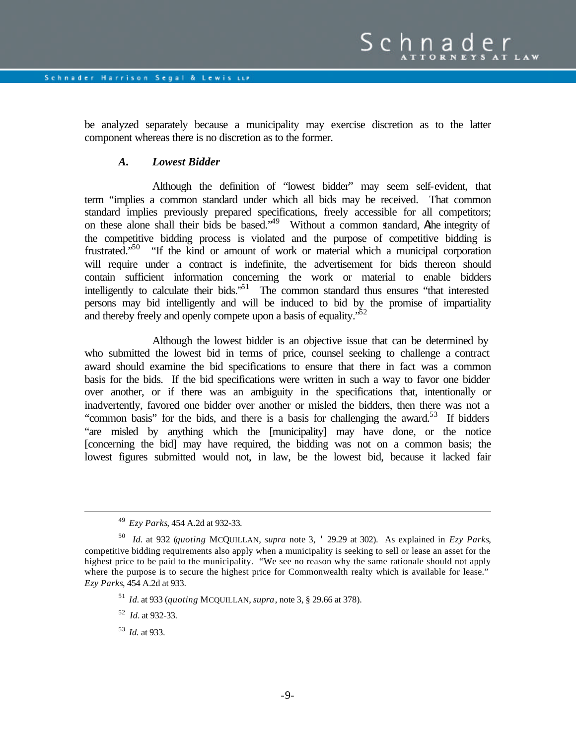be analyzed separately because a municipality may exercise discretion as to the latter component whereas there is no discretion as to the former.

### *A. Lowest Bidder*

Although the definition of "lowest bidder" may seem self-evident, that term "implies a common standard under which all bids may be received. That common standard implies previously prepared specifications, freely accessible for all competitors; on these alone shall their bids be based."[49] Without a common standard, "the integrity of the competitive bidding process is violated and the purpose of competitive bidding is frustrated."[50] "If the kind or amount of work or material which a municipal corporation will require under a contract is indefinite, the advertisement for bids thereon should contain sufficient information concerning the work or material to enable bidders intelligently to calculate their bids."[51] The common standard thus ensures "that interested persons may bid intelligently and will be induced to bid by the promise of impartiality and thereby freely and openly compete upon a basis of equality."[52]

Although the lowest bidder is an objective issue that can be determined by who submitted the lowest bid in terms of price, counsel seeking to challenge a contract award should examine the bid specifications to ensure that there in fact was a common basis for the bids. If the bid specifications were written in such a way to favor one bidder over another, or if there was an ambiguity in the specifications that, intentionally or inadvertently, favored one bidder over another or misled the bidders, then there was not a "common basis" for the bids, and there is a basis for challenging the award.[53] If bidders "are misled by anything which the [municipality] may have done, or the notice [concerning the bid] may have required, the bidding was not on a common basis; the lowest figures submitted would not, in law, be the lowest bid, because it lacked fair

---

[49] *Ezy Parks*, 454 A.2d at 932-33.

[50] *Id.* at 932 (*quoting* MCQUILLAN, *supra* note 3, § 29.29 at 302). As explained in *Ezy Parks*, competitive bidding requirements also apply when a municipality is seeking to sell or lease an asset for the highest price to be paid to the municipality. "We see no reason why the same rationale should not apply where the purpose is to secure the highest price for Commonwealth realty which is available for lease." *Ezy Parks*, 454 A.2d at 933.

[51] *Id.* at 933 (*quoting* MCQUILLAN, *supra*, note 3, § 29.66 at 378).

[52] *Id.* at 932-33.

[53] *Id.* at 933.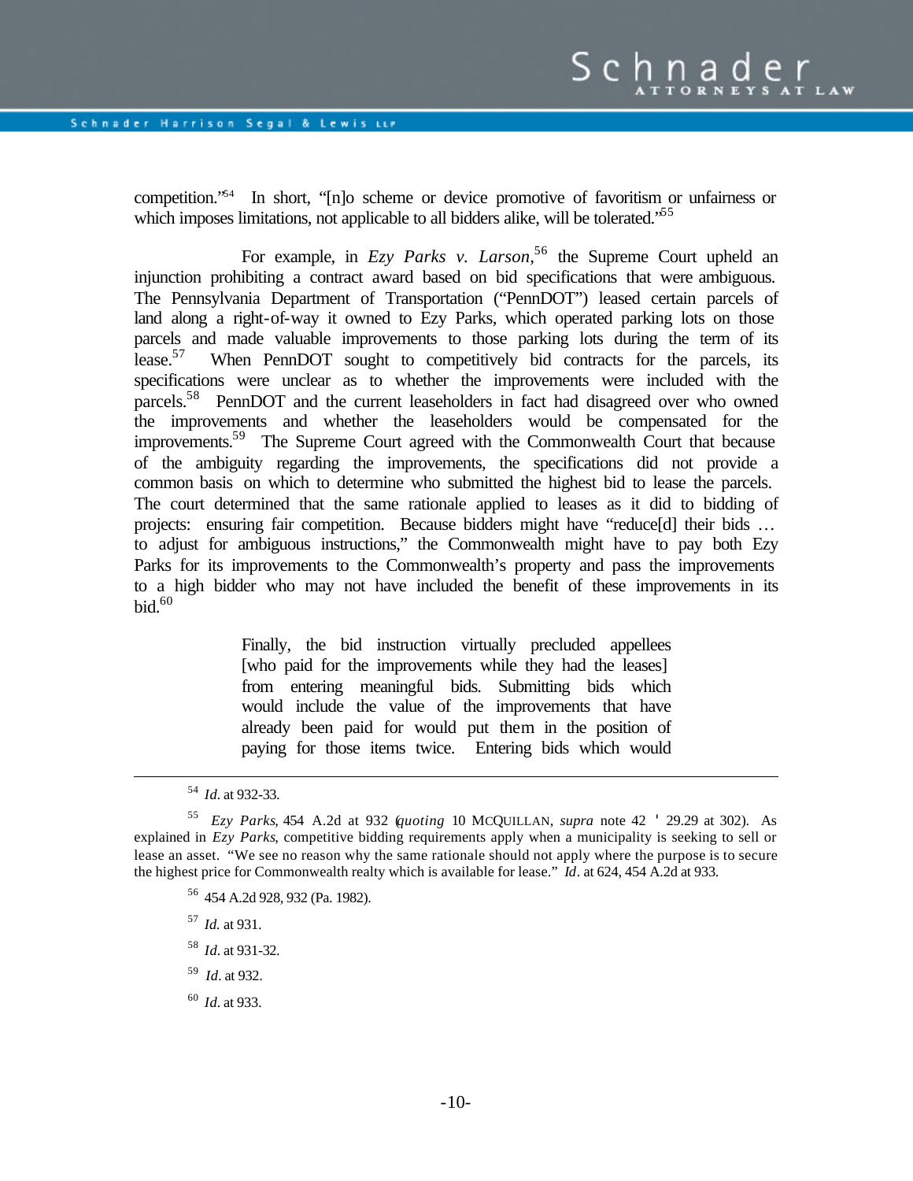competition."[54] In short, "[n]o scheme or device promotive of favoritism or unfairness or which imposes limitations, not applicable to all bidders alike, will be tolerated."[55]

For example, in *Ezy Parks v. Larson*,[56] the Supreme Court upheld an injunction prohibiting a contract award based on bid specifications that were ambiguous. The Pennsylvania Department of Transportation ("PennDOT") leased certain parcels of land along a right-of-way it owned to Ezy Parks, which operated parking lots on those parcels and made valuable improvements to those parking lots during the term of its lease.[57] When PennDOT sought to competitively bid contracts for the parcels, its specifications were unclear as to whether the improvements were included with the parcels.[58] PennDOT and the current leaseholders in fact had disagreed over who owned the improvements and whether the leaseholders would be compensated for the improvements.[59] The Supreme Court agreed with the Commonwealth Court that because of the ambiguity regarding the improvements, the specifications did not provide a common basis on which to determine who submitted the highest bid to lease the parcels. The court determined that the same rationale applied to leases as it did to bidding of projects: ensuring fair competition. Because bidders might have "reduce[d] their bids … to adjust for ambiguous instructions," the Commonwealth might have to pay both Ezy Parks for its improvements to the Commonwealth's property and pass the improvements to a high bidder who may not have included the benefit of these improvements in its bid.[60]

> Finally, the bid instruction virtually precluded appellees [who paid for the improvements while they had the leases] from entering meaningful bids. Submitting bids which would include the value of the improvements that have already been paid for would put them in the position of paying for those items twice. Entering bids which would

---

[54] *Id.* at 932-33.

[55] *Ezy Parks*, 454 A.2d at 932 (*quoting* 10 MCQUILLAN, *supra* note 42 § 29.29 at 302). As explained in *Ezy Parks*, competitive bidding requirements apply when a municipality is seeking to sell or lease an asset. "We see no reason why the same rationale should not apply where the purpose is to secure the highest price for Commonwealth realty which is available for lease." *Id*. at 624, 454 A.2d at 933.

[56] 454 A.2d 928, 932 (Pa. 1982).

[57] *Id.* at 931.

[58] *Id*. at 931-32.

[59] *Id*. at 932.

[60] *Id*. at 933.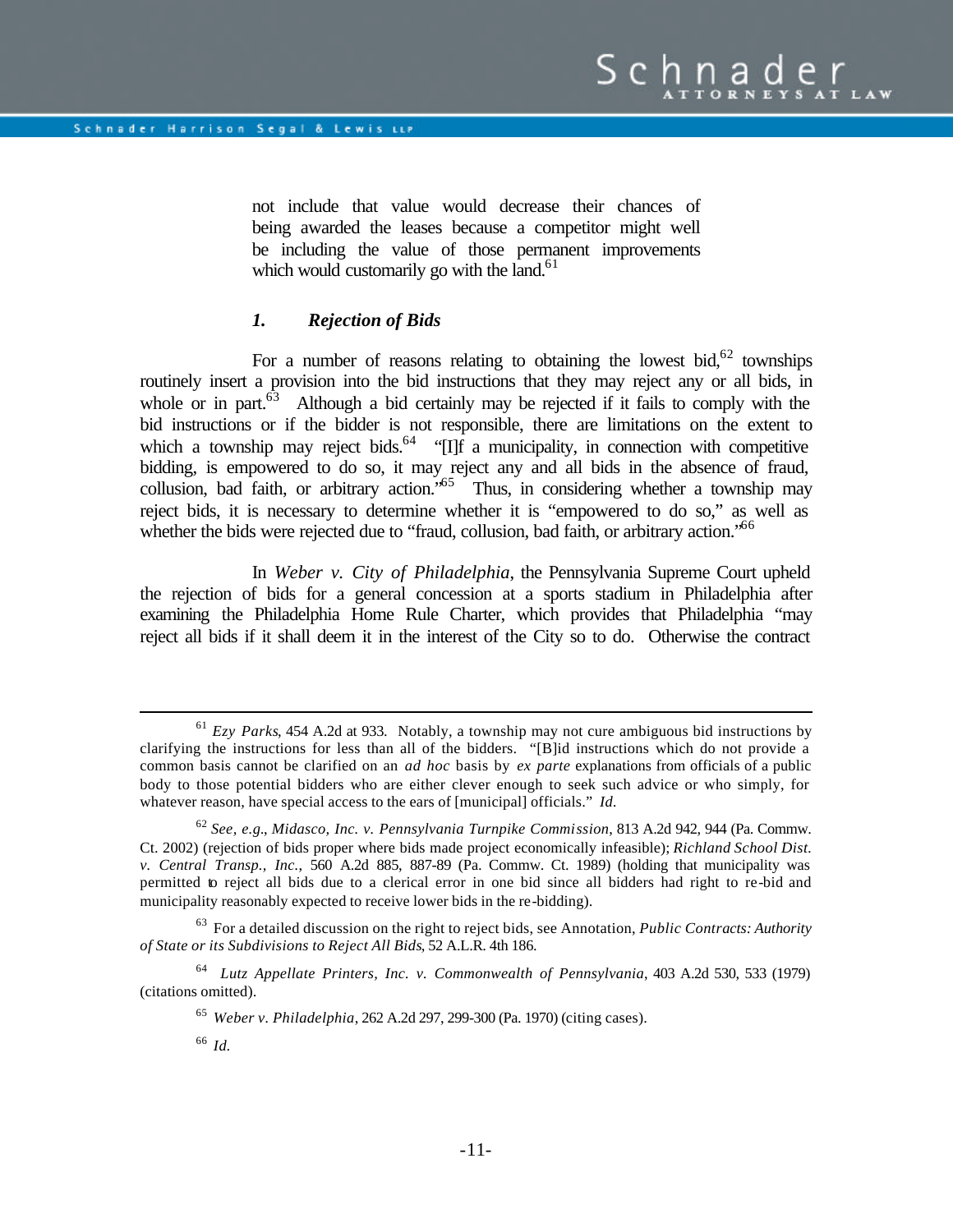> not include that value would decrease their chances of being awarded the leases because a competitor might well be including the value of those permanent improvements which would customarily go with the land.[61]

### *1. Rejection of Bids*

For a number of reasons relating to obtaining the lowest bid,[62] townships routinely insert a provision into the bid instructions that they may reject any or all bids, in whole or in part.[63] Although a bid certainly may be rejected if it fails to comply with the bid instructions or if the bidder is not responsible, there are limitations on the extent to which a township may reject bids.[64] "[I]f a municipality, in connection with competitive bidding, is empowered to do so, it may reject any and all bids in the absence of fraud, collusion, bad faith, or arbitrary action."[65] Thus, in considering whether a township may reject bids, it is necessary to determine whether it is "empowered to do so," as well as whether the bids were rejected due to "fraud, collusion, bad faith, or arbitrary action."[66]

In *Weber v. City of Philadelphia*, the Pennsylvania Supreme Court upheld the rejection of bids for a general concession at a sports stadium in Philadelphia after examining the Philadelphia Home Rule Charter, which provides that Philadelphia "may reject all bids if it shall deem it in the interest of the City so to do. Otherwise the contract

---

[61] *Ezy Parks*, 454 A.2d at 933. Notably, a township may not cure ambiguous bid instructions by clarifying the instructions for less than all of the bidders. "[B]id instructions which do not provide a common basis cannot be clarified on an *ad hoc* basis by *ex parte* explanations from officials of a public body to those potential bidders who are either clever enough to seek such advice or who simply, for whatever reason, have special access to the ears of [municipal] officials." *Id.*

[62] *See, e.g.*, *Midasco, Inc. v. Pennsylvania Turnpike Commission*, 813 A.2d 942, 944 (Pa. Commw. Ct. 2002) (rejection of bids proper where bids made project economically infeasible); *Richland School Dist. v. Central Transp., Inc.*, 560 A.2d 885, 887-89 (Pa. Commw. Ct. 1989) (holding that municipality was permitted to reject all bids due to a clerical error in one bid since all bidders had right to re-bid and municipality reasonably expected to receive lower bids in the re-bidding).

[63] For a detailed discussion on the right to reject bids, see Annotation, *Public Contracts: Authority of State or its Subdivisions to Reject All Bids*, 52 A.L.R. 4th 186.

[64] *Lutz Appellate Printers, Inc. v. Commonwealth of Pennsylvania*, 403 A.2d 530, 533 (1979) (citations omitted).

[65] *Weber v. Philadelphia*, 262 A.2d 297, 299-300 (Pa. 1970) (citing cases).

[66] *Id.*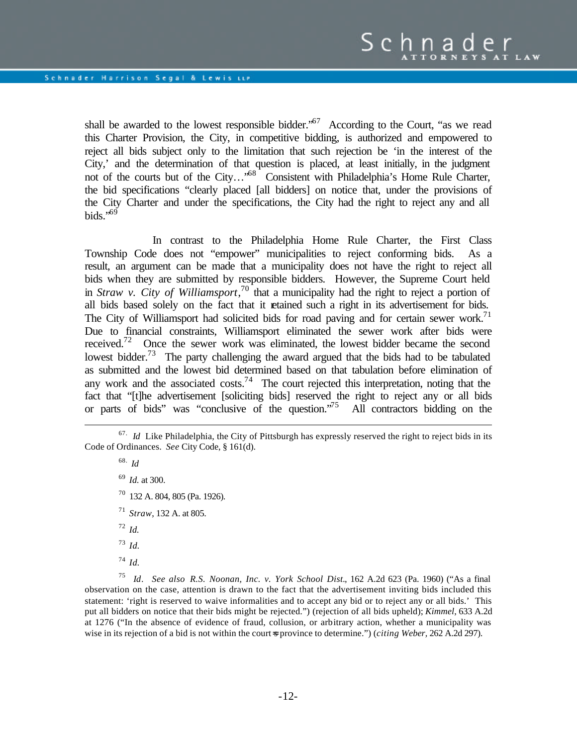shall be awarded to the lowest responsible bidder."[67] According to the Court, "as we read this Charter Provision, the City, in competitive bidding, is authorized and empowered to reject all bids subject only to the limitation that such rejection be 'in the interest of the City,' and the determination of that question is placed, at least initially, in the judgment not of the courts but of the City…"[68] Consistent with Philadelphia's Home Rule Charter, the bid specifications "clearly placed [all bidders] on notice that, under the provisions of the City Charter and under the specifications, the City had the right to reject any and all bids."[69]

In contrast to the Philadelphia Home Rule Charter, the First Class Township Code does not "empower" municipalities to reject conforming bids. As a result, an argument can be made that a municipality does not have the right to reject all bids when they are submitted by responsible bidders. However, the Supreme Court held in *Straw v. City of Williamsport*,[70] that a municipality had the right to reject a portion of all bids based solely on the fact that it retained such a right in its advertisement for bids. The City of Williamsport had solicited bids for road paving and for certain sewer work.[71] Due to financial constraints, Williamsport eliminated the sewer work after bids were received.[72] Once the sewer work was eliminated, the lowest bidder became the second lowest bidder.[73] The party challenging the award argued that the bids had to be tabulated as submitted and the lowest bid determined based on that tabulation before elimination of any work and the associated costs.[74] The court rejected this interpretation, noting that the fact that "[t]he advertisement [soliciting bids] reserved the right to reject any or all bids or parts of bids" was "conclusive of the question."[75] All contractors bidding on the

---

[67] *Id* Like Philadelphia, the City of Pittsburgh has expressly reserved the right to reject bids in its Code of Ordinances. *See* City Code, § 161(d).

[68] *Id*

[69] *Id.* at 300.

[70] 132 A. 804, 805 (Pa. 1926).

[71] *Straw*, 132 A. at 805.

[72] *Id.*

[73] *Id.*

[74] *Id.*

[75] *Id*. *See also R.S. Noonan, Inc. v. York School Dist*., 162 A.2d 623 (Pa. 1960) ("As a final observation on the case, attention is drawn to the fact that the advertisement inviting bids included this statement: 'right is reserved to waive informalities and to accept any bid or to reject any or all bids.' This put all bidders on notice that their bids might be rejected.") (rejection of all bids upheld); *Kimmel*, 633 A.2d at 1276 ("In the absence of evidence of fraud, collusion, or arbitrary action, whether a municipality was wise in its rejection of a bid is not within the court's province to determine.") (*citing Weber*, 262 A.2d 297).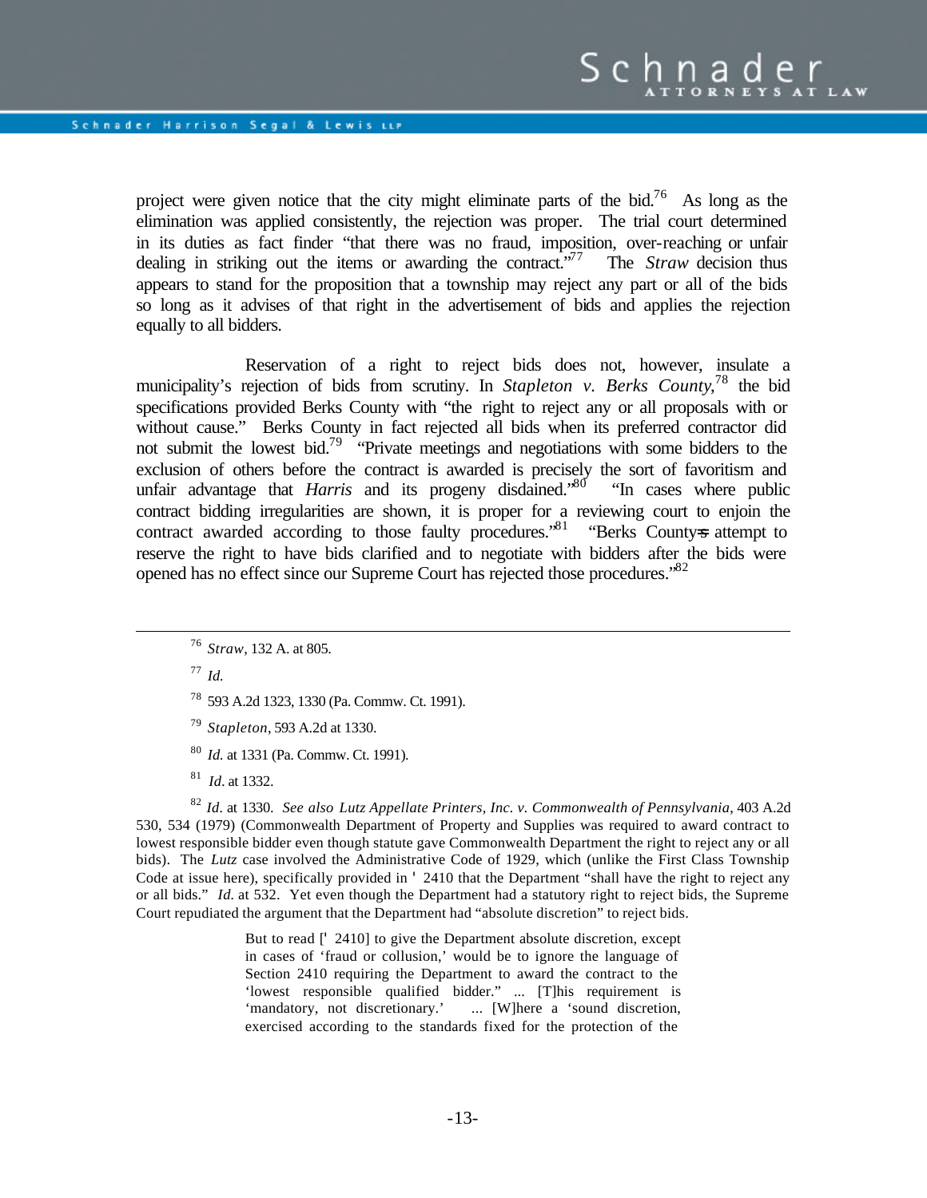project were given notice that the city might eliminate parts of the bid.[76] As long as the elimination was applied consistently, the rejection was proper. The trial court determined in its duties as fact finder "that there was no fraud, imposition, over-reaching or unfair dealing in striking out the items or awarding the contract."[77] The *Straw* decision thus appears to stand for the proposition that a township may reject any part or all of the bids so long as it advises of that right in the advertisement of bids and applies the rejection equally to all bidders.

Reservation of a right to reject bids does not, however, insulate a municipality's rejection of bids from scrutiny. In *Stapleton v. Berks County*,[78] the bid specifications provided Berks County with "the right to reject any or all proposals with or without cause." Berks County in fact rejected all bids when its preferred contractor did not submit the lowest bid.[79] "Private meetings and negotiations with some bidders to the exclusion of others before the contract is awarded is precisely the sort of favoritism and unfair advantage that *Harris* and its progeny disdained."[80] "In cases where public contract bidding irregularities are shown, it is proper for a reviewing court to enjoin the contract awarded according to those faulty procedures."[81] "Berks County's attempt to reserve the right to have bids clarified and to negotiate with bidders after the bids were opened has no effect since our Supreme Court has rejected those procedures."[82]

---

[76] *Straw*, 132 A. at 805.

[77] *Id.*

[78] 593 A.2d 1323, 1330 (Pa. Commw. Ct. 1991).

[79] *Stapleton*, 593 A.2d at 1330.

[80] *Id.* at 1331 (Pa. Commw. Ct. 1991).

[81] *Id*. at 1332.

[82] *Id*. at 1330. *See also Lutz Appellate Printers, Inc. v. Commonwealth of Pennsylvania*, 403 A.2d 530, 534 (1979) (Commonwealth Department of Property and Supplies was required to award contract to lowest responsible bidder even though statute gave Commonwealth Department the right to reject any or all bids). The *Lutz* case involved the Administrative Code of 1929, which (unlike the First Class Township Code at issue here), specifically provided in § 2410 that the Department "shall have the right to reject any or all bids." *Id.* at 532. Yet even though the Department had a statutory right to reject bids, the Supreme Court repudiated the argument that the Department had "absolute discretion" to reject bids.

> But to read [§ 2410] to give the Department absolute discretion, except in cases of 'fraud or collusion,' would be to ignore the language of Section 2410 requiring the Department to award the contract to the 'lowest responsible qualified bidder." ... [T]his requirement is 'mandatory, not discretionary.' ... [W]here a 'sound discretion, exercised according to the standards fixed for the protection of the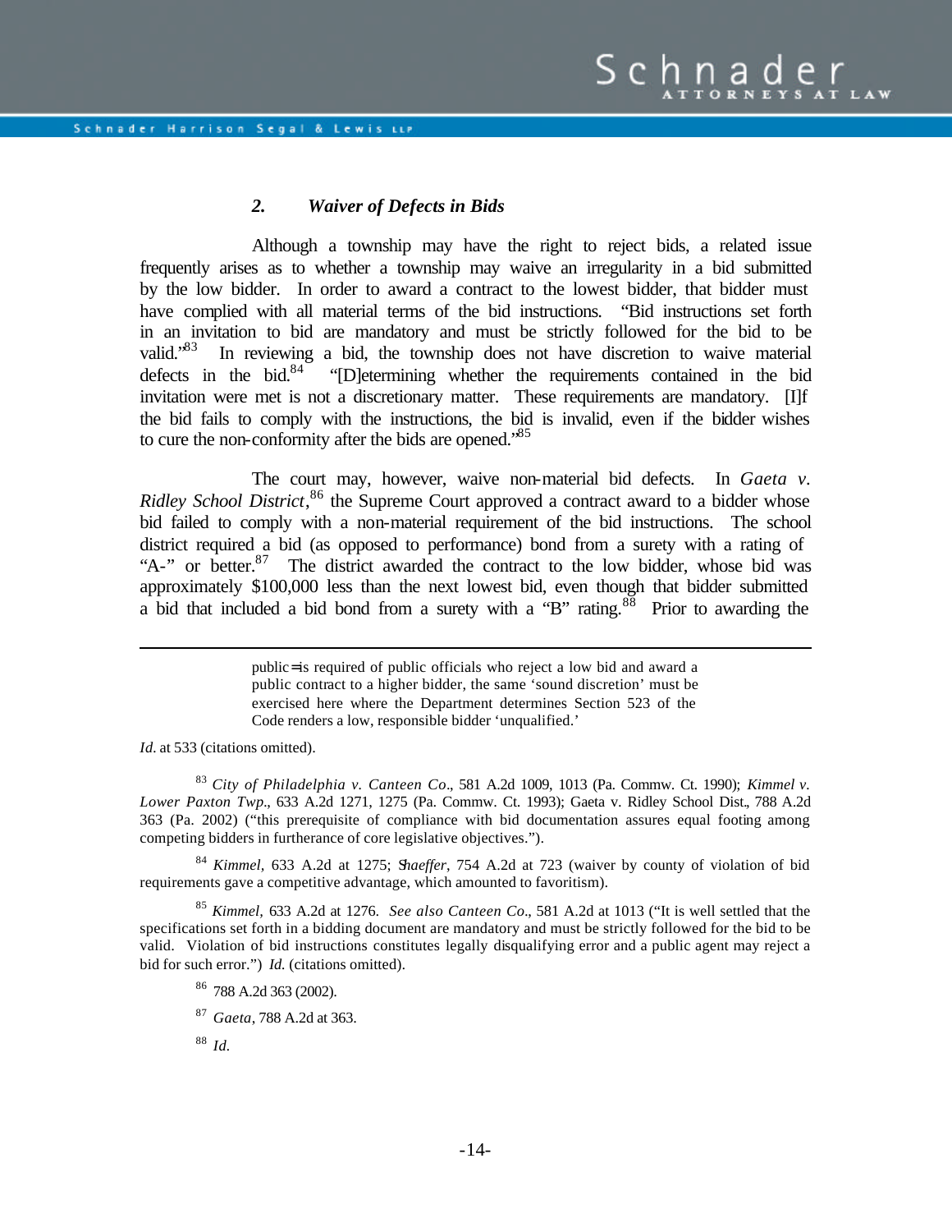### *2. Waiver of Defects in Bids*

Although a township may have the right to reject bids, a related issue frequently arises as to whether a township may waive an irregularity in a bid submitted by the low bidder. In order to award a contract to the lowest bidder, that bidder must have complied with all material terms of the bid instructions. "Bid instructions set forth in an invitation to bid are mandatory and must be strictly followed for the bid to be valid."[83] In reviewing a bid, the township does not have discretion to waive material defects in the bid.[84] "[D]etermining whether the requirements contained in the bid invitation were met is not a discretionary matter. These requirements are mandatory. [I]f the bid fails to comply with the instructions, the bid is invalid, even if the bidder wishes to cure the non-conformity after the bids are opened."[85]

The court may, however, waive non-material bid defects. In *Gaeta v. Ridley School District*,[86] the Supreme Court approved a contract award to a bidder whose bid failed to comply with a non-material requirement of the bid instructions. The school district required a bid (as opposed to performance) bond from a surety with a rating of "A-" or better.[87] The district awarded the contract to the low bidder, whose bid was approximately $100,000 less than the next lowest bid, even though that bidder submitted a bid that included a bid bond from a surety with a "B" rating.[88] Prior to awarding the

---

> public=is required of public officials who reject a low bid and award a public contract to a higher bidder, the same 'sound discretion' must be exercised here where the Department determines Section 523 of the Code renders a low, responsible bidder 'unqualified.'

*Id.* at 533 (citations omitted).

[83] *City of Philadelphia v. Canteen Co*., 581 A.2d 1009, 1013 (Pa. Commw. Ct. 1990); *Kimmel v. Lower Paxton Twp*., 633 A.2d 1271, 1275 (Pa. Commw. Ct. 1993); Gaeta v. Ridley School Dist., 788 A.2d 363 (Pa. 2002) ("this prerequisite of compliance with bid documentation assures equal footing among competing bidders in furtherance of core legislative objectives.").

[84] *Kimmel*, 633 A.2d at 1275; *Shaeffer*, 754 A.2d at 723 (waiver by county of violation of bid requirements gave a competitive advantage, which amounted to favoritism).

[85] *Kimmel*, 633 A.2d at 1276. *See also Canteen Co*., 581 A.2d at 1013 ("It is well settled that the specifications set forth in a bidding document are mandatory and must be strictly followed for the bid to be valid. Violation of bid instructions constitutes legally disqualifying error and a public agent may reject a bid for such error.") *Id.* (citations omitted).

[86] 788 A.2d 363 (2002).

[87] *Gaeta*, 788 A.2d at 363.

[88] *Id.*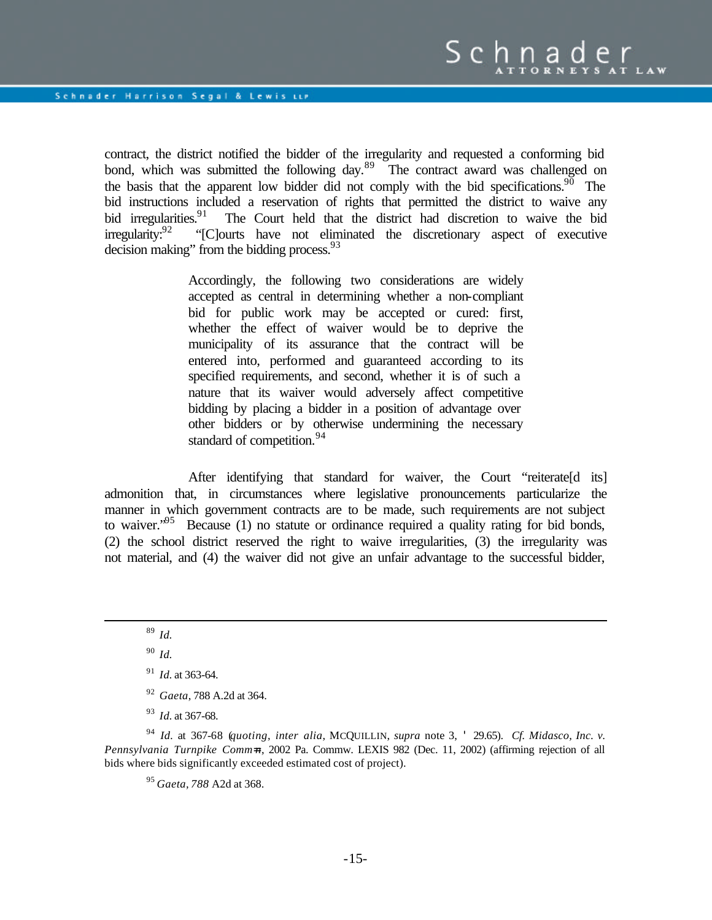contract, the district notified the bidder of the irregularity and requested a conforming bid bond, which was submitted the following day.[89] The contract award was challenged on the basis that the apparent low bidder did not comply with the bid specifications.[90] The bid instructions included a reservation of rights that permitted the district to waive any bid irregularities.[91] The Court held that the district had discretion to waive the bid irregularity:[92] "[C]ourts have not eliminated the discretionary aspect of executive decision making" from the bidding process.[93]

> Accordingly, the following two considerations are widely accepted as central in determining whether a non-compliant bid for public work may be accepted or cured: first, whether the effect of waiver would be to deprive the municipality of its assurance that the contract will be entered into, performed and guaranteed according to its specified requirements, and second, whether it is of such a nature that its waiver would adversely affect competitive bidding by placing a bidder in a position of advantage over other bidders or by otherwise undermining the necessary standard of competition.[94]

After identifying that standard for waiver, the Court "reiterate[d its] admonition that, in circumstances where legislative pronouncements particularize the manner in which government contracts are to be made, such requirements are not subject to waiver."[95] Because (1) no statute or ordinance required a quality rating for bid bonds, (2) the school district reserved the right to waive irregularities, (3) the irregularity was not material, and (4) the waiver did not give an unfair advantage to the successful bidder,

---

[89] *Id.*

[90] *Id.*

[91] *Id.* at 363-64.

[92] *Gaeta*, 788 A.2d at 364.

[93] *Id.* at 367-68.

[94] *Id.* at 367-68 (*quoting*, *inter alia*, MCQUILLIN, *supra* note 3, ' 29.65). *Cf. Midasco, Inc. v. Pennsylvania Turnpike Comm'n*, 2002 Pa. Commw. LEXIS 982 (Dec. 11, 2002) (affirming rejection of all bids where bids significantly exceeded estimated cost of project).

[95] *Gaeta, 788* A2d at 368.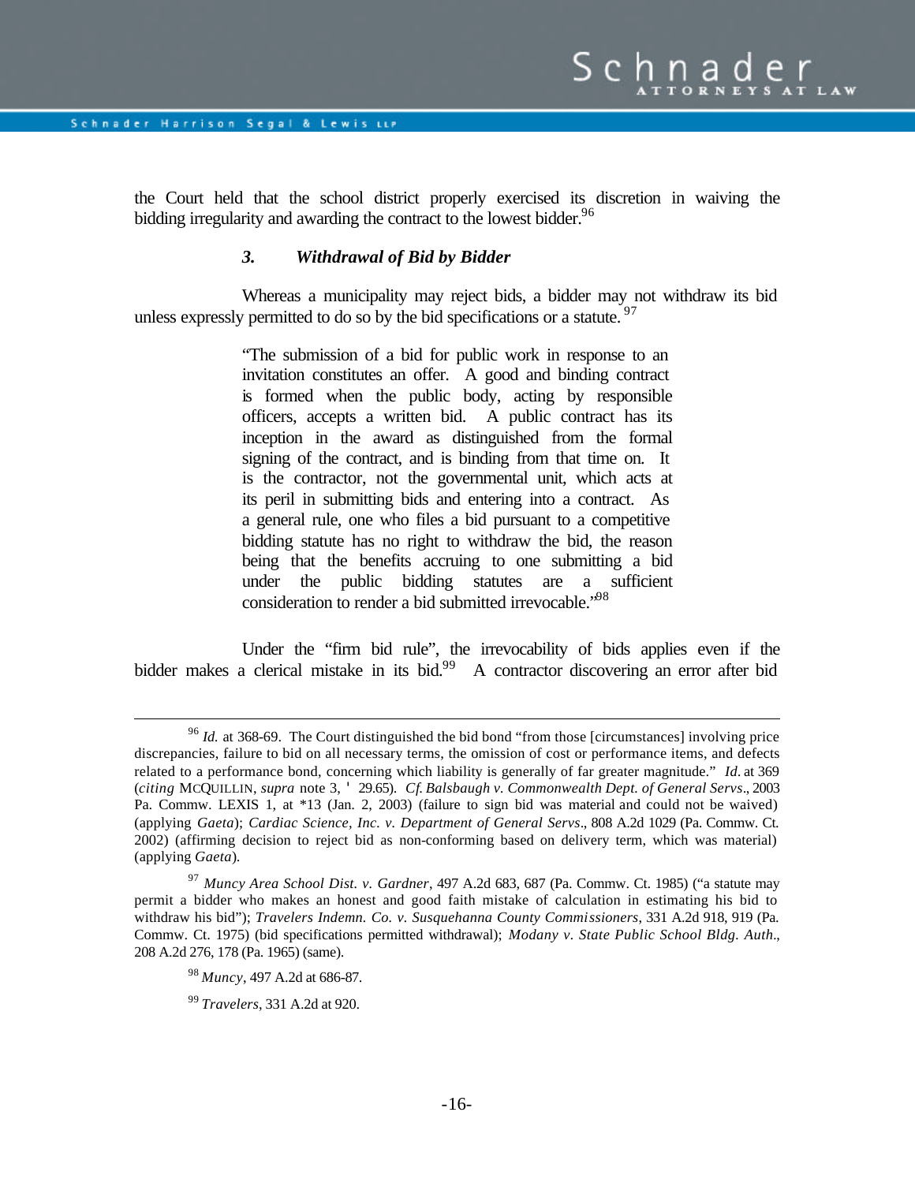the Court held that the school district properly exercised its discretion in waiving the bidding irregularity and awarding the contract to the lowest bidder.[96]

### *3. Withdrawal of Bid by Bidder*

Whereas a municipality may reject bids, a bidder may not withdraw its bid unless expressly permitted to do so by the bid specifications or a statute.[97]

> "The submission of a bid for public work in response to an invitation constitutes an offer. A good and binding contract is formed when the public body, acting by responsible officers, accepts a written bid. A public contract has its inception in the award as distinguished from the formal signing of the contract, and is binding from that time on. It is the contractor, not the governmental unit, which acts at its peril in submitting bids and entering into a contract. As a general rule, one who files a bid pursuant to a competitive bidding statute has no right to withdraw the bid, the reason being that the benefits accruing to one submitting a bid under the public bidding statutes are a sufficient consideration to render a bid submitted irrevocable."[98]

Under the "firm bid rule", the irrevocability of bids applies even if the bidder makes a clerical mistake in its bid.[99] A contractor discovering an error after bid

---

[96] *Id.* at 368-69. The Court distinguished the bid bond "from those [circumstances] involving price discrepancies, failure to bid on all necessary terms, the omission of cost or performance items, and defects related to a performance bond, concerning which liability is generally of far greater magnitude." *Id*. at 369 (*citing* MCQUILLIN, *supra* note 3, ' 29.65). *Cf. Balsbaugh v. Commonwealth Dept. of General Servs*., 2003 Pa. Commw. LEXIS 1, at *13 (Jan. 2, 2003) (failure to sign bid was material and could not be waived) (applying *Gaeta*); *Cardiac Science, Inc. v. Department of General Servs*., 808 A.2d 1029 (Pa. Commw. Ct. 2002) (affirming decision to reject bid as non-conforming based on delivery term, which was material) (applying *Gaeta*).

[97] *Muncy Area School Dist. v. Gardner*, 497 A.2d 683, 687 (Pa. Commw. Ct. 1985) ("a statute may permit a bidder who makes an honest and good faith mistake of calculation in estimating his bid to withdraw his bid"); *Travelers Indemn. Co. v. Susquehanna County Commissioners*, 331 A.2d 918, 919 (Pa. Commw. Ct. 1975) (bid specifications permitted withdrawal); *Modany v. State Public School Bldg. Auth*., 208 A.2d 276, 178 (Pa. 1965) (same).

[98] *Muncy*, 497 A.2d at 686-87.

[99] *Travelers*, 331 A.2d at 920.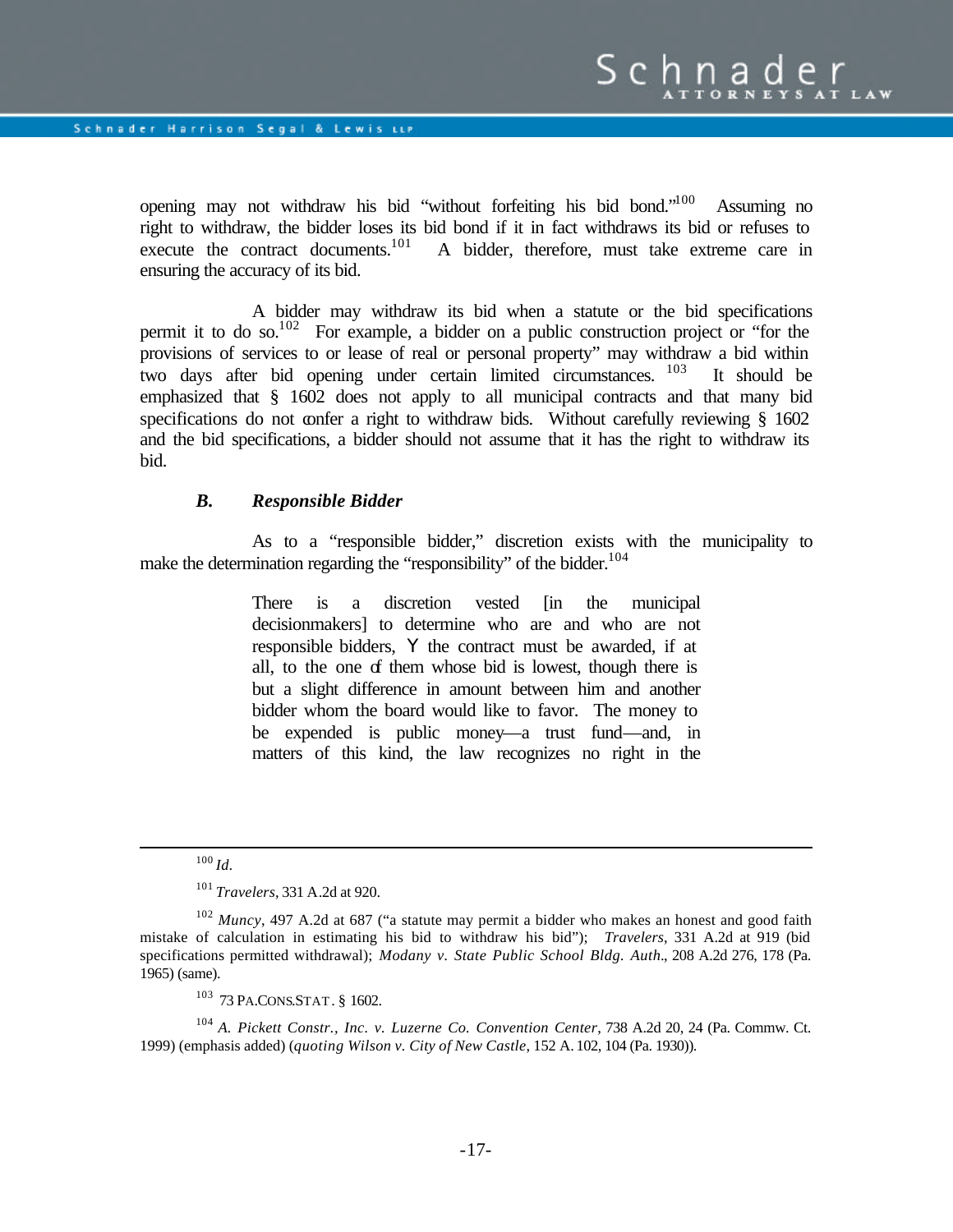opening may not withdraw his bid "without forfeiting his bid bond."[100] Assuming no right to withdraw, the bidder loses its bid bond if it in fact withdraws its bid or refuses to execute the contract documents.[101] A bidder, therefore, must take extreme care in ensuring the accuracy of its bid.

A bidder may withdraw its bid when a statute or the bid specifications permit it to do so.[102] For example, a bidder on a public construction project or "for the provisions of services to or lease of real or personal property" may withdraw a bid within two days after bid opening under certain limited circumstances.[103] It should be emphasized that § 1602 does not apply to all municipal contracts and that many bid specifications do not confer a right to withdraw bids. Without carefully reviewing § 1602 and the bid specifications, a bidder should not assume that it has the right to withdraw its bid.

### *B. Responsible Bidder*

As to a "responsible bidder," discretion exists with the municipality to make the determination regarding the "responsibility" of the bidder.[104]

> There is a discretion vested [in the municipal decisionmakers] to determine who are and who are not responsible bidders, Y the contract must be awarded, if at all, to the one of them whose bid is lowest, though there is but a slight difference in amount between him and another bidder whom the board would like to favor. The money to be expended is public money—a trust fund—and, in matters of this kind, the law recognizes no right in the

---

[100] *Id*.

[101] *Travelers*, 331 A.2d at 920.

[102] *Muncy*, 497 A.2d at 687 ("a statute may permit a bidder who makes an honest and good faith mistake of calculation in estimating his bid to withdraw his bid"); *Travelers*, 331 A.2d at 919 (bid specifications permitted withdrawal); *Modany v. State Public School Bldg. Auth*., 208 A.2d 276, 178 (Pa. 1965) (same).

[103] 73 PA.CONS.STAT. § 1602.

[104] *A. Pickett Constr., Inc. v. Luzerne Co. Convention Center*, 738 A.2d 20, 24 (Pa. Commw. Ct. 1999) (emphasis added) (*quoting Wilson v. City of New Castle*, 152 A. 102, 104 (Pa. 1930)).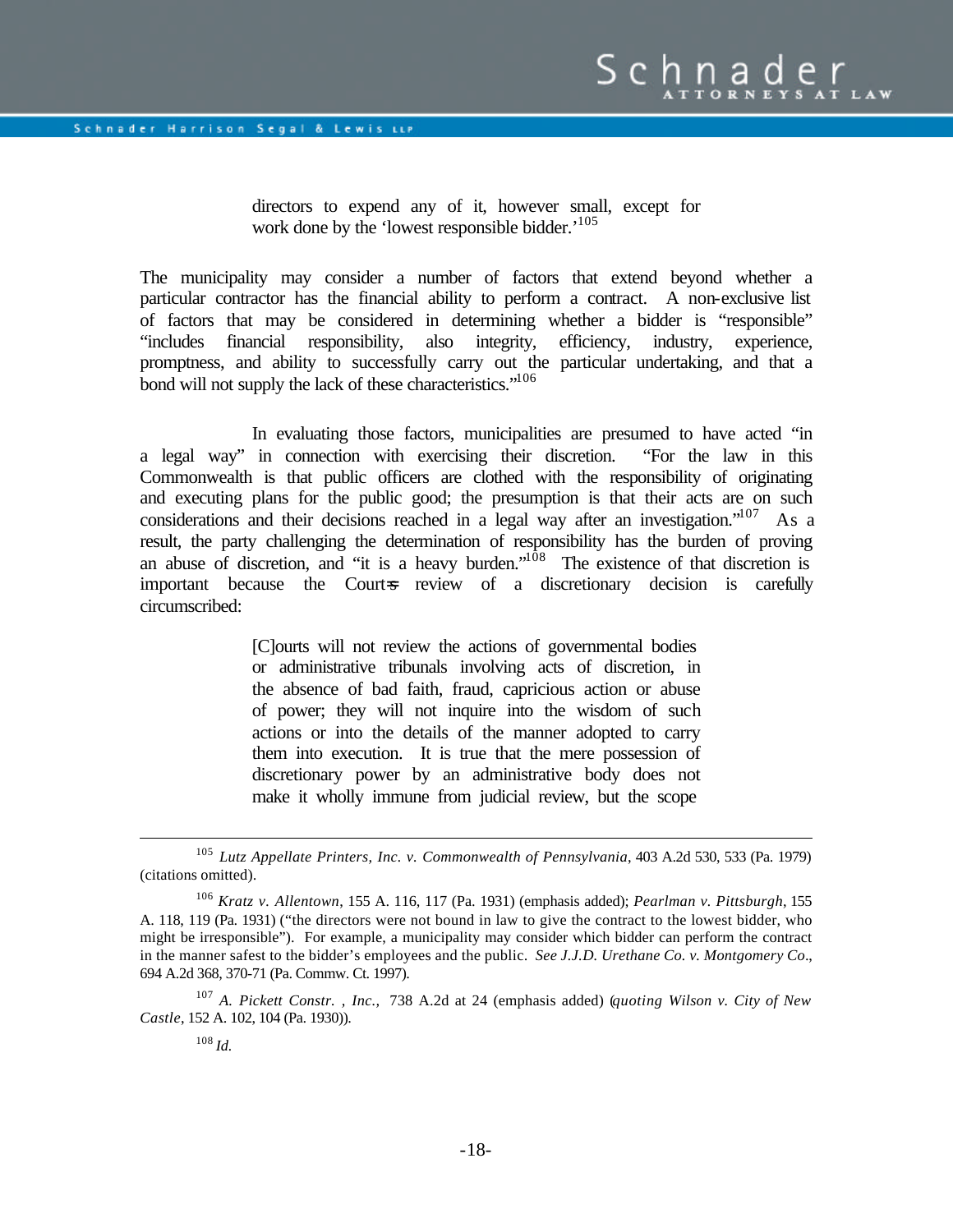> directors to expend any of it, however small, except for work done by the 'lowest responsible bidder.'[105]

The municipality may consider a number of factors that extend beyond whether a particular contractor has the financial ability to perform a contract. A non-exclusive list of factors that may be considered in determining whether a bidder is "responsible" "includes financial responsibility, also integrity, efficiency, industry, experience, promptness, and ability to successfully carry out the particular undertaking, and that a bond will not supply the lack of these characteristics."[106]

In evaluating those factors, municipalities are presumed to have acted "in a legal way" in connection with exercising their discretion. "For the law in this Commonwealth is that public officers are clothed with the responsibility of originating and executing plans for the public good; the presumption is that their acts are on such considerations and their decisions reached in a legal way after an investigation."[107] As a result, the party challenging the determination of responsibility has the burden of proving an abuse of discretion, and "it is a heavy burden."[108] The existence of that discretion is important because the Court's review of a discretionary decision is carefully circumscribed:

> [C]ourts will not review the actions of governmental bodies or administrative tribunals involving acts of discretion, in the absence of bad faith, fraud, capricious action or abuse of power; they will not inquire into the wisdom of such actions or into the details of the manner adopted to carry them into execution. It is true that the mere possession of discretionary power by an administrative body does not make it wholly immune from judicial review, but the scope

---

[105] *Lutz Appellate Printers, Inc. v. Commonwealth of Pennsylvania*, 403 A.2d 530, 533 (Pa. 1979) (citations omitted).

[106] *Kratz v. Allentown*, 155 A. 116, 117 (Pa. 1931) (emphasis added); *Pearlman v. Pittsburgh*, 155 A. 118, 119 (Pa. 1931) ("the directors were not bound in law to give the contract to the lowest bidder, who might be irresponsible"). For example, a municipality may consider which bidder can perform the contract in the manner safest to the bidder's employees and the public. *See J.J.D. Urethane Co. v. Montgomery Co*., 694 A.2d 368, 370-71 (Pa. Commw. Ct. 1997).

[107] *A. Pickett Constr. , Inc.,* 738 A.2d at 24 (emphasis added) (*quoting Wilson v. City of New Castle*, 152 A. 102, 104 (Pa. 1930)).

[108] *Id.*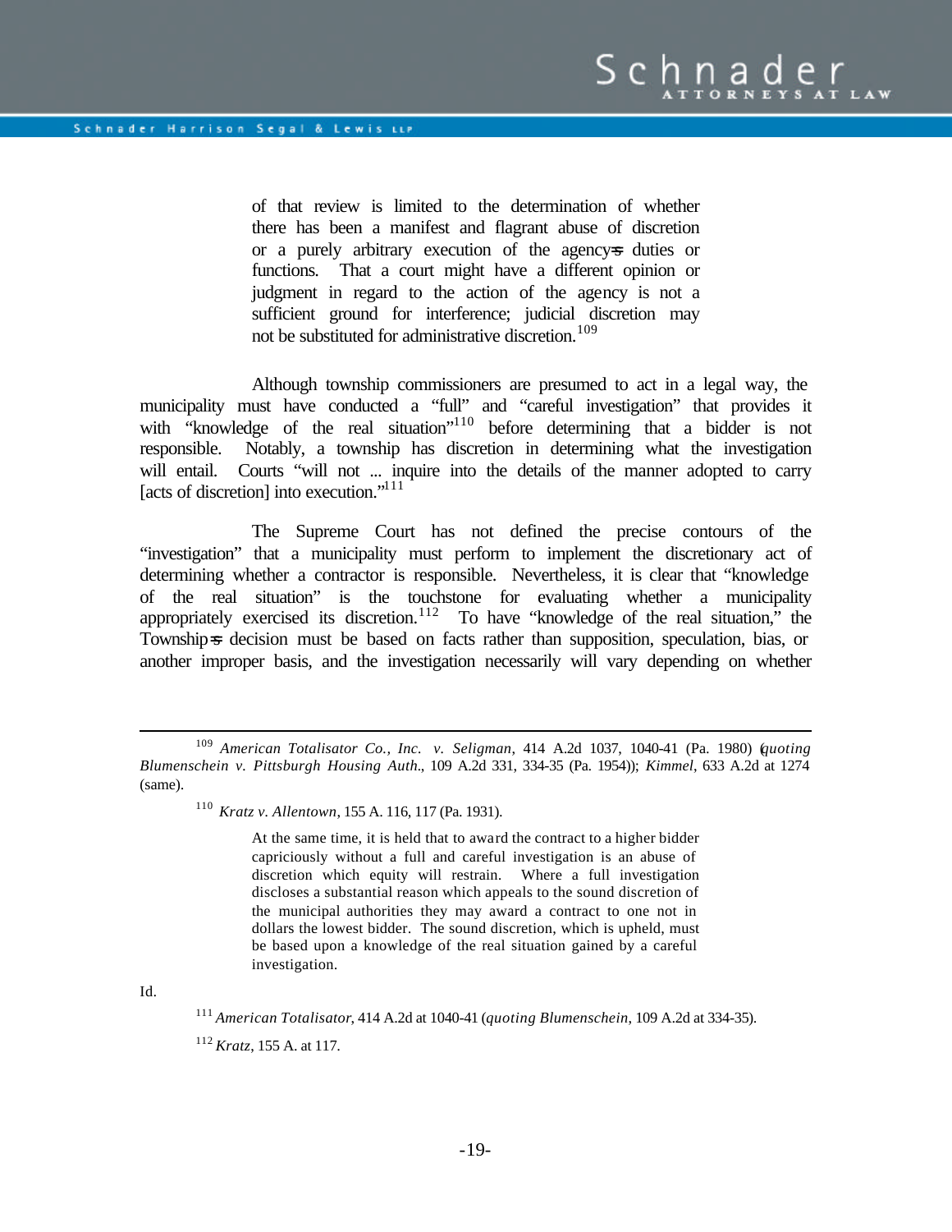> of that review is limited to the determination of whether there has been a manifest and flagrant abuse of discretion or a purely arbitrary execution of the agency's duties or functions. That a court might have a different opinion or judgment in regard to the action of the agency is not a sufficient ground for interference; judicial discretion may not be substituted for administrative discretion.[109]

Although township commissioners are presumed to act in a legal way, the municipality must have conducted a "full" and "careful investigation" that provides it with "knowledge of the real situation"[110] before determining that a bidder is not responsible. Notably, a township has discretion in determining what the investigation will entail. Courts "will not ... inquire into the details of the manner adopted to carry [acts of discretion] into execution."[111]

The Supreme Court has not defined the precise contours of the "investigation" that a municipality must perform to implement the discretionary act of determining whether a contractor is responsible. Nevertheless, it is clear that "knowledge of the real situation" is the touchstone for evaluating whether a municipality appropriately exercised its discretion.[112] To have "knowledge of the real situation," the Township's decision must be based on facts rather than supposition, speculation, bias, or another improper basis, and the investigation necessarily will vary depending on whether

---

[109] *American Totalisator Co., Inc. v. Seligman*, 414 A.2d 1037, 1040-41 (Pa. 1980) (*quoting Blumenschein v. Pittsburgh Housing Auth.*, 109 A.2d 331, 334-35 (Pa. 1954)); *Kimmel*, 633 A.2d at 1274 (same).

[110] *Kratz v. Allentown*, 155 A. 116, 117 (Pa. 1931).

> At the same time, it is held that to award the contract to a higher bidder capriciously without a full and careful investigation is an abuse of discretion which equity will restrain. Where a full investigation discloses a substantial reason which appeals to the sound discretion of the municipal authorities they may award a contract to one not in dollars the lowest bidder. The sound discretion, which is upheld, must be based upon a knowledge of the real situation gained by a careful investigation.

Id.

[111] *American Totalisator*, 414 A.2d at 1040-41 (*quoting Blumenschein*, 109 A.2d at 334-35).

[112] *Kratz*, 155 A. at 117.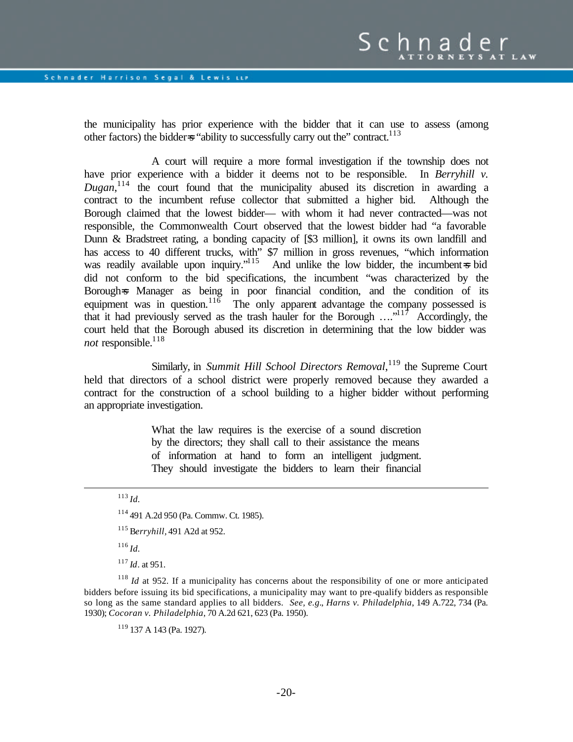the municipality has prior experience with the bidder that it can use to assess (among other factors) the bidder=s "ability to successfully carry out the" contract.[113]

A court will require a more formal investigation if the township does not have prior experience with a bidder it deems not to be responsible. In *Berryhill v. Dugan*,[114] the court found that the municipality abused its discretion in awarding a contract to the incumbent refuse collector that submitted a higher bid. Although the Borough claimed that the lowest bidder— with whom it had never contracted—was not responsible, the Commonwealth Court observed that the lowest bidder had "a favorable Dunn & Bradstreet rating, a bonding capacity of [$3 million], it owns its own landfill and has access to 40 different trucks, with" $7 million in gross revenues, "which information was readily available upon inquiry."[115] And unlike the low bidder, the incumbent=s bid did not conform to the bid specifications, the incumbent "was characterized by the Borough=s Manager as being in poor financial condition, and the condition of its equipment was in question.[116] The only apparent advantage the company possessed is that it had previously served as the trash hauler for the Borough …."[117] Accordingly, the court held that the Borough abused its discretion in determining that the low bidder was *not* responsible.[118]

Similarly, in *Summit Hill School Directors Removal*,[119] the Supreme Court held that directors of a school district were properly removed because they awarded a contract for the construction of a school building to a higher bidder without performing an appropriate investigation.

> What the law requires is the exercise of a sound discretion by the directors; they shall call to their assistance the means of information at hand to form an intelligent judgment. They should investigate the bidders to learn their financial

---

[113] *Id*.

[114] 491 A.2d 950 (Pa. Commw. Ct. 1985).

[115] B*erryhill*, 491 A2d at 952.

[116] *Id*.

[117] *Id*. at 951.

[118] *Id* at 952. If a municipality has concerns about the responsibility of one or more anticipated bidders before issuing its bid specifications, a municipality may want to pre-qualify bidders as responsible so long as the same standard applies to all bidders. *See, e.g*., *Harns v. Philadelphia*, 149 A.722, 734 (Pa. 1930); *Cocoran v. Philadelphia*, 70 A.2d 621, 623 (Pa. 1950).

[119] 137 A 143 (Pa. 1927).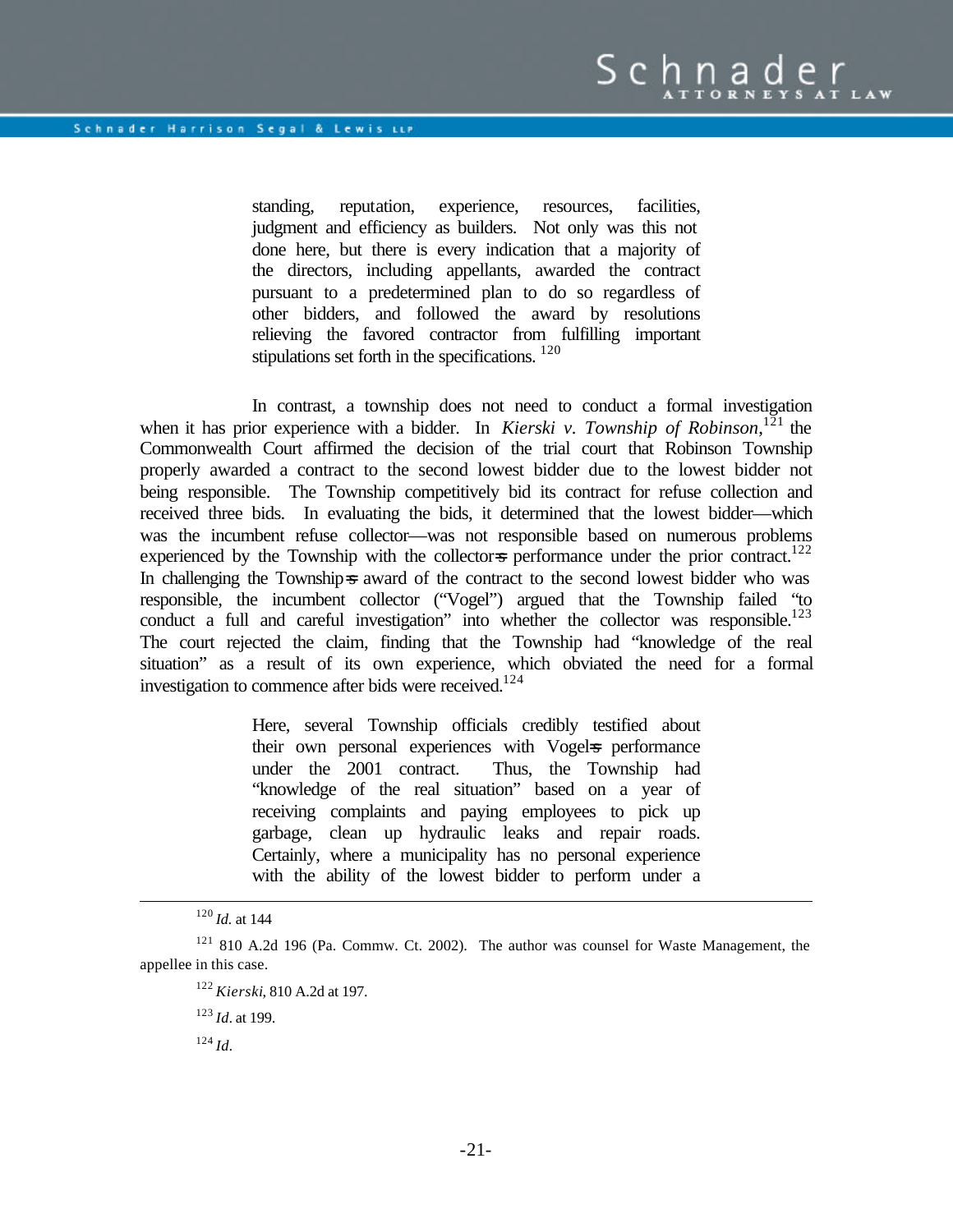> standing, reputation, experience, resources, facilities, judgment and efficiency as builders. Not only was this not done here, but there is every indication that a majority of the directors, including appellants, awarded the contract pursuant to a predetermined plan to do so regardless of other bidders, and followed the award by resolutions relieving the favored contractor from fulfilling important stipulations set forth in the specifications. [120]

In contrast, a township does not need to conduct a formal investigation when it has prior experience with a bidder. In *Kierski v. Township of Robinson*,[121] the Commonwealth Court affirmed the decision of the trial court that Robinson Township properly awarded a contract to the second lowest bidder due to the lowest bidder not being responsible. The Township competitively bid its contract for refuse collection and received three bids. In evaluating the bids, it determined that the lowest bidder—which was the incumbent refuse collector—was not responsible based on numerous problems experienced by the Township with the collector's performance under the prior contract.[122] In challenging the Township's award of the contract to the second lowest bidder who was responsible, the incumbent collector ("Vogel") argued that the Township failed "to conduct a full and careful investigation" into whether the collector was responsible.[123] The court rejected the claim, finding that the Township had "knowledge of the real situation" as a result of its own experience, which obviated the need for a formal investigation to commence after bids were received.[124]

> Here, several Township officials credibly testified about their own personal experiences with Vogel's performance under the 2001 contract. Thus, the Township had "knowledge of the real situation" based on a year of receiving complaints and paying employees to pick up garbage, clean up hydraulic leaks and repair roads. Certainly, where a municipality has no personal experience with the ability of the lowest bidder to perform under a

---

[120] *Id.* at 144

[121] 810 A.2d 196 (Pa. Commw. Ct. 2002). The author was counsel for Waste Management, the appellee in this case.

[122] *Kierski*, 810 A.2d at 197.

[123] *Id.* at 199.

[124] *Id.*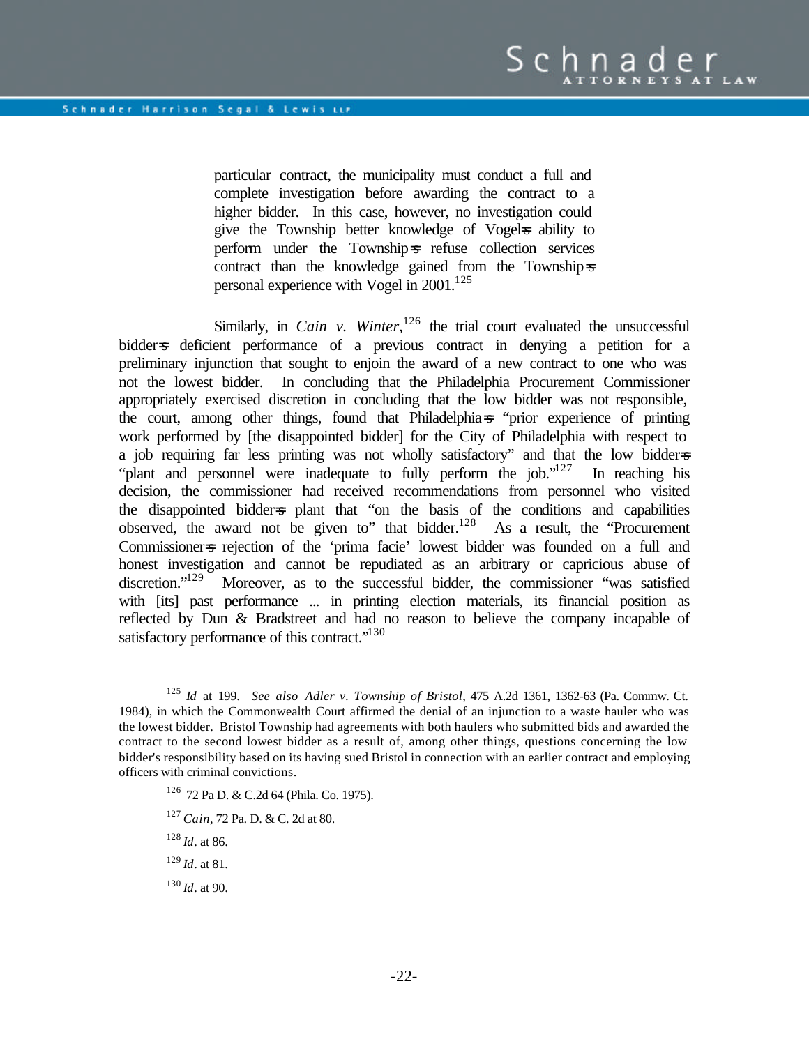> particular contract, the municipality must conduct a full and complete investigation before awarding the contract to a higher bidder. In this case, however, no investigation could give the Township better knowledge of Vogel's ability to perform under the Township's refuse collection services contract than the knowledge gained from the Township's personal experience with Vogel in 2001.[125]

Similarly, in *Cain v. Winter*,[126] the trial court evaluated the unsuccessful bidder's deficient performance of a previous contract in denying a petition for a preliminary injunction that sought to enjoin the award of a new contract to one who was not the lowest bidder. In concluding that the Philadelphia Procurement Commissioner appropriately exercised discretion in concluding that the low bidder was not responsible, the court, among other things, found that Philadelphia's "prior experience of printing work performed by [the disappointed bidder] for the City of Philadelphia with respect to a job requiring far less printing was not wholly satisfactory" and that the low bidder's "plant and personnel were inadequate to fully perform the job."[127] In reaching his decision, the commissioner had received recommendations from personnel who visited the disappointed bidder's plant that "on the basis of the conditions and capabilities observed, the award not be given to" that bidder.[128] As a result, the "Procurement Commissioner's rejection of the 'prima facie' lowest bidder was founded on a full and honest investigation and cannot be repudiated as an arbitrary or capricious abuse of discretion."[129] Moreover, as to the successful bidder, the commissioner "was satisfied with [its] past performance ... in printing election materials, its financial position as reflected by Dun & Bradstreet and had no reason to believe the company incapable of satisfactory performance of this contract."[130]

---

[125] *Id* at 199. *See also Adler v. Township of Bristol*, 475 A.2d 1361, 1362-63 (Pa. Commw. Ct. 1984), in which the Commonwealth Court affirmed the denial of an injunction to a waste hauler who was the lowest bidder. Bristol Township had agreements with both haulers who submitted bids and awarded the contract to the second lowest bidder as a result of, among other things, questions concerning the low bidder's responsibility based on its having sued Bristol in connection with an earlier contract and employing officers with criminal convictions.

[126] 72 Pa D. & C.2d 64 (Phila. Co. 1975).

[127] *Cain*, 72 Pa. D. & C. 2d at 80.

[128] *Id*. at 86.

[129] *Id*. at 81.

[130] *Id*. at 90.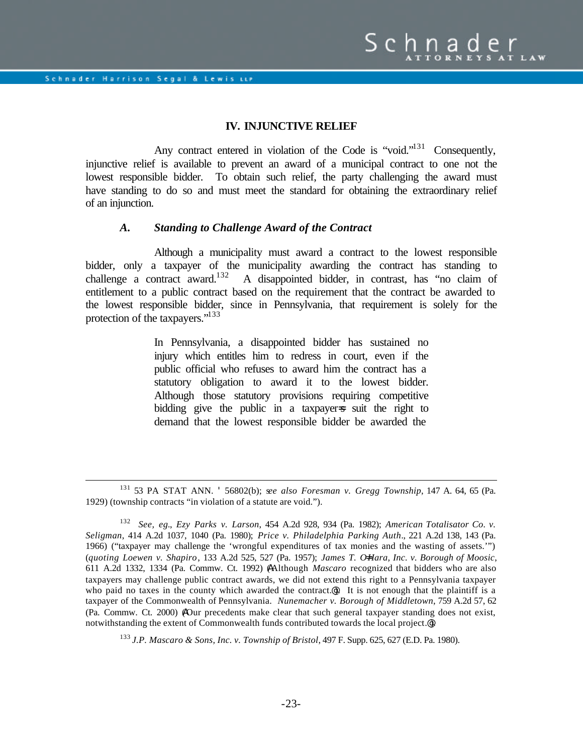### IV. INJUNCTIVE RELIEF

Any contract entered in violation of the Code is "void."[131] Consequently, injunctive relief is available to prevent an award of a municipal contract to one not the lowest responsible bidder. To obtain such relief, the party challenging the award must have standing to do so and must meet the standard for obtaining the extraordinary relief of an injunction.

#### *A. Standing to Challenge Award of the Contract*

Although a municipality must award a contract to the lowest responsible bidder, only a taxpayer of the municipality awarding the contract has standing to challenge a contract award.[132] A disappointed bidder, in contrast, has "no claim of entitlement to a public contract based on the requirement that the contract be awarded to the lowest responsible bidder, since in Pennsylvania, that requirement is solely for the protection of the taxpayers."[133]

> In Pennsylvania, a disappointed bidder has sustained no injury which entitles him to redress in court, even if the public official who refuses to award him the contract has a statutory obligation to award it to the lowest bidder. Although those statutory provisions requiring competitive bidding give the public in a taxpayer=s suit the right to demand that the lowest responsible bidder be awarded the

---

[131] 53 PA STAT ANN. ' 56802(b); *see also Foresman v. Gregg Township*, 147 A. 64, 65 (Pa. 1929) (township contracts "in violation of a statute are void.").

[132] *See*, *eg*., *Ezy Parks v. Larson*, 454 A.2d 928, 934 (Pa. 1982); *American Totalisator Co. v. Seligman*, 414 A.2d 1037, 1040 (Pa. 1980); *Price v. Philadelphia Parking Auth*., 221 A.2d 138, 143 (Pa. 1966) ("taxpayer may challenge the 'wrongful expenditures of tax monies and the wasting of assets.'") (*quoting Loewen v. Shapiro*, 133 A.2d 525, 527 (Pa. 1957); *James T. O=Hara, Inc. v. Borough of Moosic*, 611 A.2d 1332, 1334 (Pa. Commw. Ct. 1992) (AAlthough *Mascaro* recognized that bidders who are also taxpayers may challenge public contract awards, we did not extend this right to a Pennsylvania taxpayer who paid no taxes in the county which awarded the contract.@). It is not enough that the plaintiff is a taxpayer of the Commonwealth of Pennsylvania. *Nunemacher v. Borough of Middletown*, 759 A.2d 57, 62 (Pa. Commw. Ct. 2000) (AOur precedents make clear that such general taxpayer standing does not exist, notwithstanding the extent of Commonwealth funds contributed towards the local project.@).

[133] *J.P. Mascaro & Sons, Inc. v. Township of Bristol*, 497 F. Supp. 625, 627 (E.D. Pa. 1980).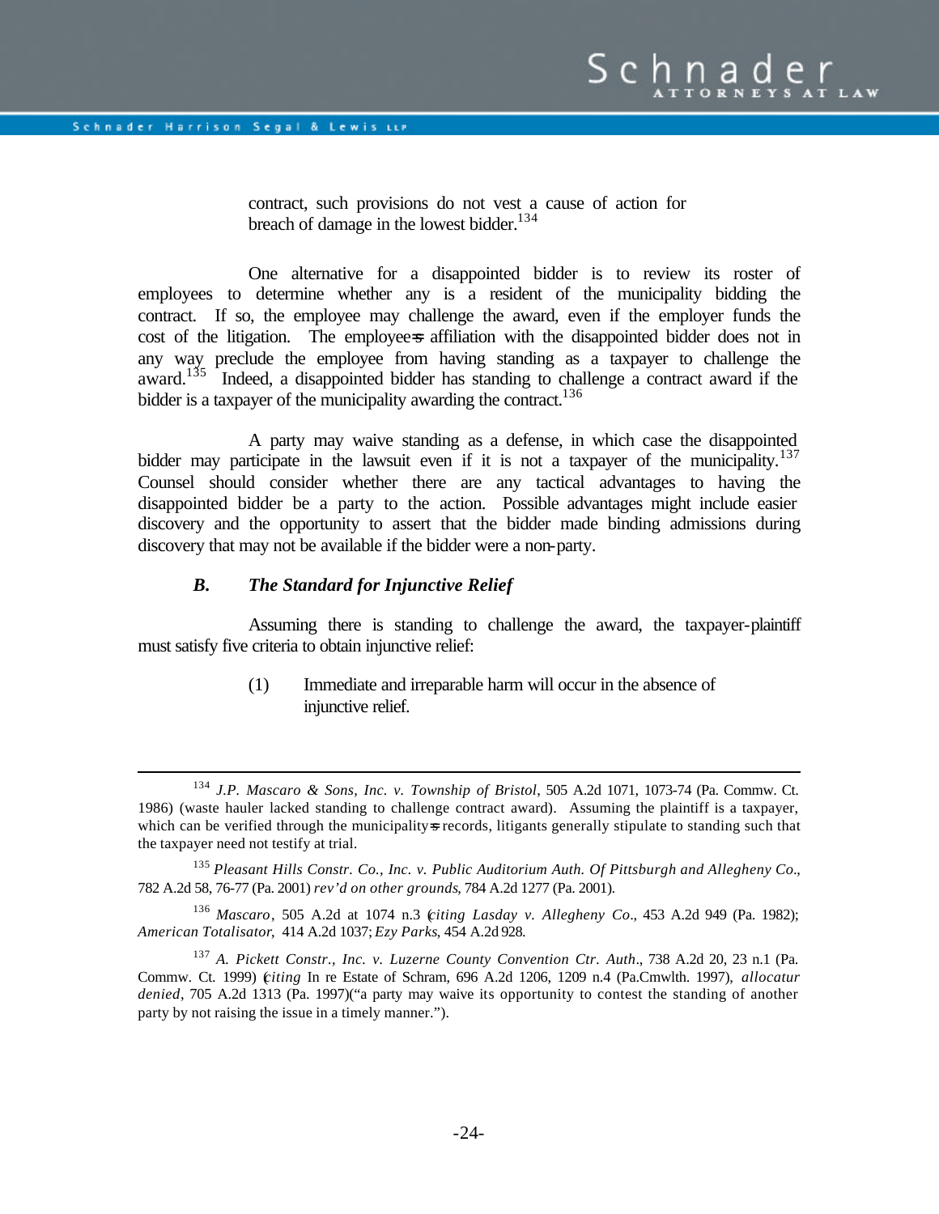contract, such provisions do not vest a cause of action for breach of damage in the lowest bidder.[134]

One alternative for a disappointed bidder is to review its roster of employees to determine whether any is a resident of the municipality bidding the contract. If so, the employee may challenge the award, even if the employer funds the cost of the litigation. The employee's affiliation with the disappointed bidder does not in any way preclude the employee from having standing as a taxpayer to challenge the award.[135] Indeed, a disappointed bidder has standing to challenge a contract award if the bidder is a taxpayer of the municipality awarding the contract.[136]

A party may waive standing as a defense, in which case the disappointed bidder may participate in the lawsuit even if it is not a taxpayer of the municipality.[137] Counsel should consider whether there are any tactical advantages to having the disappointed bidder be a party to the action. Possible advantages might include easier discovery and the opportunity to assert that the bidder made binding admissions during discovery that may not be available if the bidder were a non-party.

### *B. The Standard for Injunctive Relief*

Assuming there is standing to challenge the award, the taxpayer-plaintiff must satisfy five criteria to obtain injunctive relief:

(1) Immediate and irreparable harm will occur in the absence of injunctive relief.

---

[134] *J.P. Mascaro & Sons, Inc. v. Township of Bristol*, 505 A.2d 1071, 1073-74 (Pa. Commw. Ct. 1986) (waste hauler lacked standing to challenge contract award). Assuming the plaintiff is a taxpayer, which can be verified through the municipality's records, litigants generally stipulate to standing such that the taxpayer need not testify at trial.

[135] *Pleasant Hills Constr. Co., Inc. v. Public Auditorium Auth. Of Pittsburgh and Allegheny Co.*, 782 A.2d 58, 76-77 (Pa. 2001) *rev'd on other grounds*, 784 A.2d 1277 (Pa. 2001).

[136] *Mascaro*, 505 A.2d at 1074 n.3 (*citing Lasday v. Allegheny Co*., 453 A.2d 949 (Pa. 1982); *American Totalisator*, 414 A.2d 1037; *Ezy Parks*, 454 A.2d 928.

[137] *A. Pickett Constr., Inc. v. Luzerne County Convention Ctr. Auth*., 738 A.2d 20, 23 n.1 (Pa. Commw. Ct. 1999) (*citing* In re Estate of Schram, 696 A.2d 1206, 1209 n.4 (Pa.Cmwlth. 1997), *allocatur denied*, 705 A.2d 1313 (Pa. 1997)("a party may waive its opportunity to contest the standing of another party by not raising the issue in a timely manner.").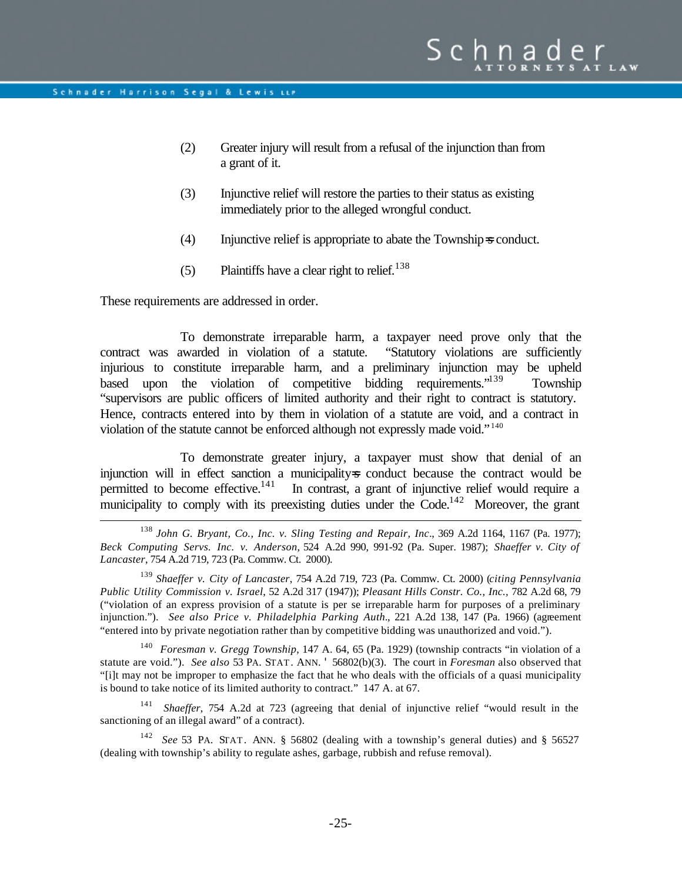(2) Greater injury will result from a refusal of the injunction than from a grant of it.

(3) Injunctive relief will restore the parties to their status as existing immediately prior to the alleged wrongful conduct.

(4) Injunctive relief is appropriate to abate the Township=s conduct.

(5) Plaintiffs have a clear right to relief.[138]

These requirements are addressed in order.

To demonstrate irreparable harm, a taxpayer need prove only that the contract was awarded in violation of a statute. "Statutory violations are sufficiently injurious to constitute irreparable harm, and a preliminary injunction may be upheld based upon the violation of competitive bidding requirements."[139] Township "supervisors are public officers of limited authority and their right to contract is statutory. Hence, contracts entered into by them in violation of a statute are void, and a contract in violation of the statute cannot be enforced although not expressly made void."[140]

To demonstrate greater injury, a taxpayer must show that denial of an injunction will in effect sanction a municipality=s conduct because the contract would be permitted to become effective.[141] In contrast, a grant of injunctive relief would require a municipality to comply with its preexisting duties under the Code.[142] Moreover, the grant

---

[138] *John G. Bryant, Co., Inc. v. Sling Testing and Repair, Inc*., 369 A.2d 1164, 1167 (Pa. 1977); *Beck Computing Servs. Inc. v. Anderson*, 524 A.2d 990, 991-92 (Pa. Super. 1987); *Shaeffer v. City of Lancaster*, 754 A.2d 719, 723 (Pa. Commw. Ct. 2000).

[139] *Shaeffer v. City of Lancaster*, 754 A.2d 719, 723 (Pa. Commw. Ct. 2000) (*citing Pennsylvania Public Utility Commission v. Israel*, 52 A.2d 317 (1947)); *Pleasant Hills Constr. Co., Inc.*, 782 A.2d 68, 79 ("violation of an express provision of a statute is per se irreparable harm for purposes of a preliminary injunction."). *See also Price v. Philadelphia Parking Auth*., 221 A.2d 138, 147 (Pa. 1966) (agreement "entered into by private negotiation rather than by competitive bidding was unauthorized and void.").

[140] *Foresman v. Gregg Township*, 147 A. 64, 65 (Pa. 1929) (township contracts "in violation of a statute are void."). *See also* 53 PA. STAT. ANN. ' 56802(b)(3). The court in *Foresman* also observed that "[i]t may not be improper to emphasize the fact that he who deals with the officials of a quasi municipality is bound to take notice of its limited authority to contract." 147 A. at 67.

[141] *Shaeffer*, 754 A.2d at 723 (agreeing that denial of injunctive relief "would result in the sanctioning of an illegal award" of a contract).

[142] *See* 53 PA. STAT. ANN. § 56802 (dealing with a township's general duties) and § 56527 (dealing with township's ability to regulate ashes, garbage, rubbish and refuse removal).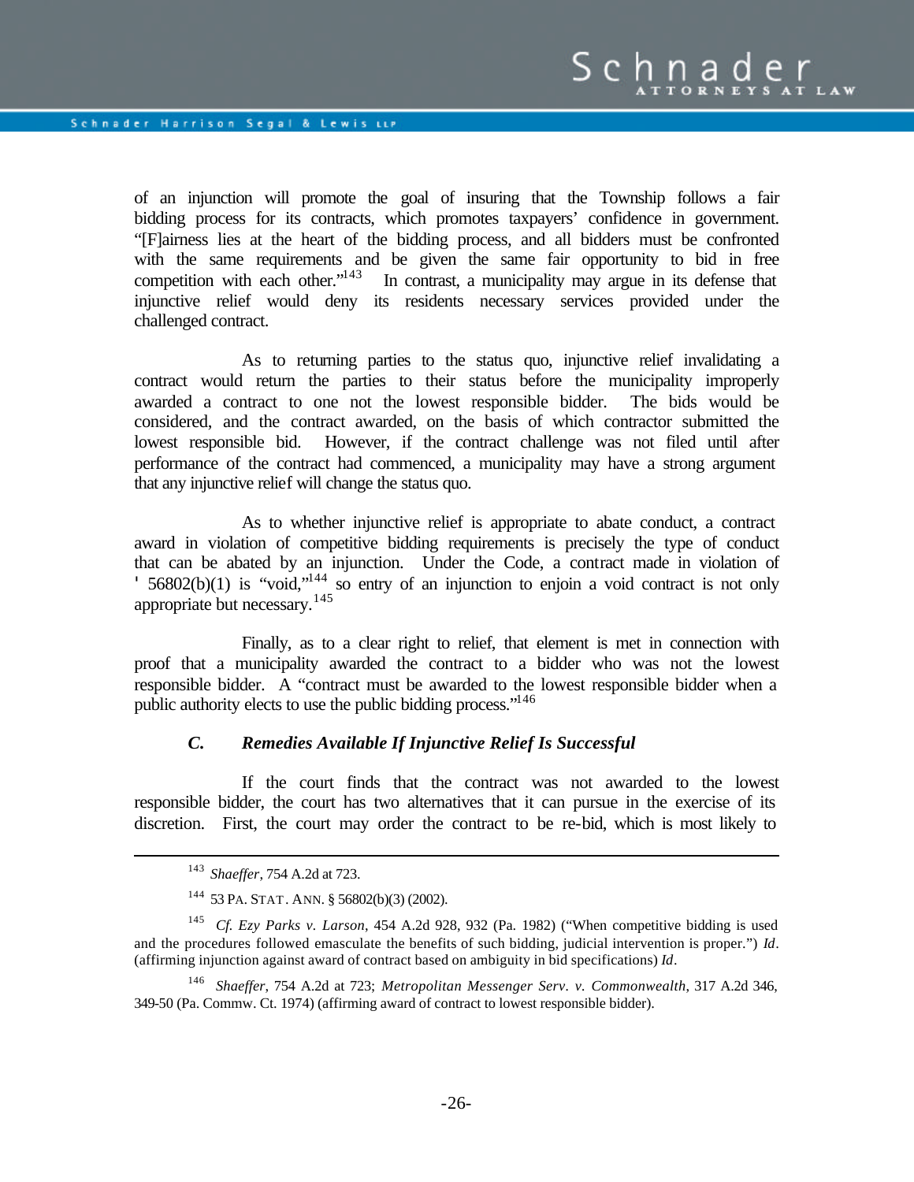of an injunction will promote the goal of insuring that the Township follows a fair bidding process for its contracts, which promotes taxpayers' confidence in government. "[F]airness lies at the heart of the bidding process, and all bidders must be confronted with the same requirements and be given the same fair opportunity to bid in free competition with each other."[143] In contrast, a municipality may argue in its defense that injunctive relief would deny its residents necessary services provided under the challenged contract.

As to returning parties to the status quo, injunctive relief invalidating a contract would return the parties to their status before the municipality improperly awarded a contract to one not the lowest responsible bidder. The bids would be considered, and the contract awarded, on the basis of which contractor submitted the lowest responsible bid. However, if the contract challenge was not filed until after performance of the contract had commenced, a municipality may have a strong argument that any injunctive relief will change the status quo.

As to whether injunctive relief is appropriate to abate conduct, a contract award in violation of competitive bidding requirements is precisely the type of conduct that can be abated by an injunction. Under the Code, a contract made in violation of ' 56802(b)(1) is "void,"[144] so entry of an injunction to enjoin a void contract is not only appropriate but necessary.[145]

Finally, as to a clear right to relief, that element is met in connection with proof that a municipality awarded the contract to a bidder who was not the lowest responsible bidder. A "contract must be awarded to the lowest responsible bidder when a public authority elects to use the public bidding process."[146]

### *C. Remedies Available If Injunctive Relief Is Successful*

If the court finds that the contract was not awarded to the lowest responsible bidder, the court has two alternatives that it can pursue in the exercise of its discretion. First, the court may order the contract to be re-bid, which is most likely to

---

[143] *Shaeffer*, 754 A.2d at 723.

[144] 53 PA. STAT. ANN. § 56802(b)(3) (2002).

[145] *Cf. Ezy Parks v. Larson*, 454 A.2d 928, 932 (Pa. 1982) ("When competitive bidding is used and the procedures followed emasculate the benefits of such bidding, judicial intervention is proper.") *Id*. (affirming injunction against award of contract based on ambiguity in bid specifications) *Id*.

[146] *Shaeffer*, 754 A.2d at 723; *Metropolitan Messenger Serv. v. Commonwealth*, 317 A.2d 346, 349-50 (Pa. Commw. Ct. 1974) (affirming award of contract to lowest responsible bidder).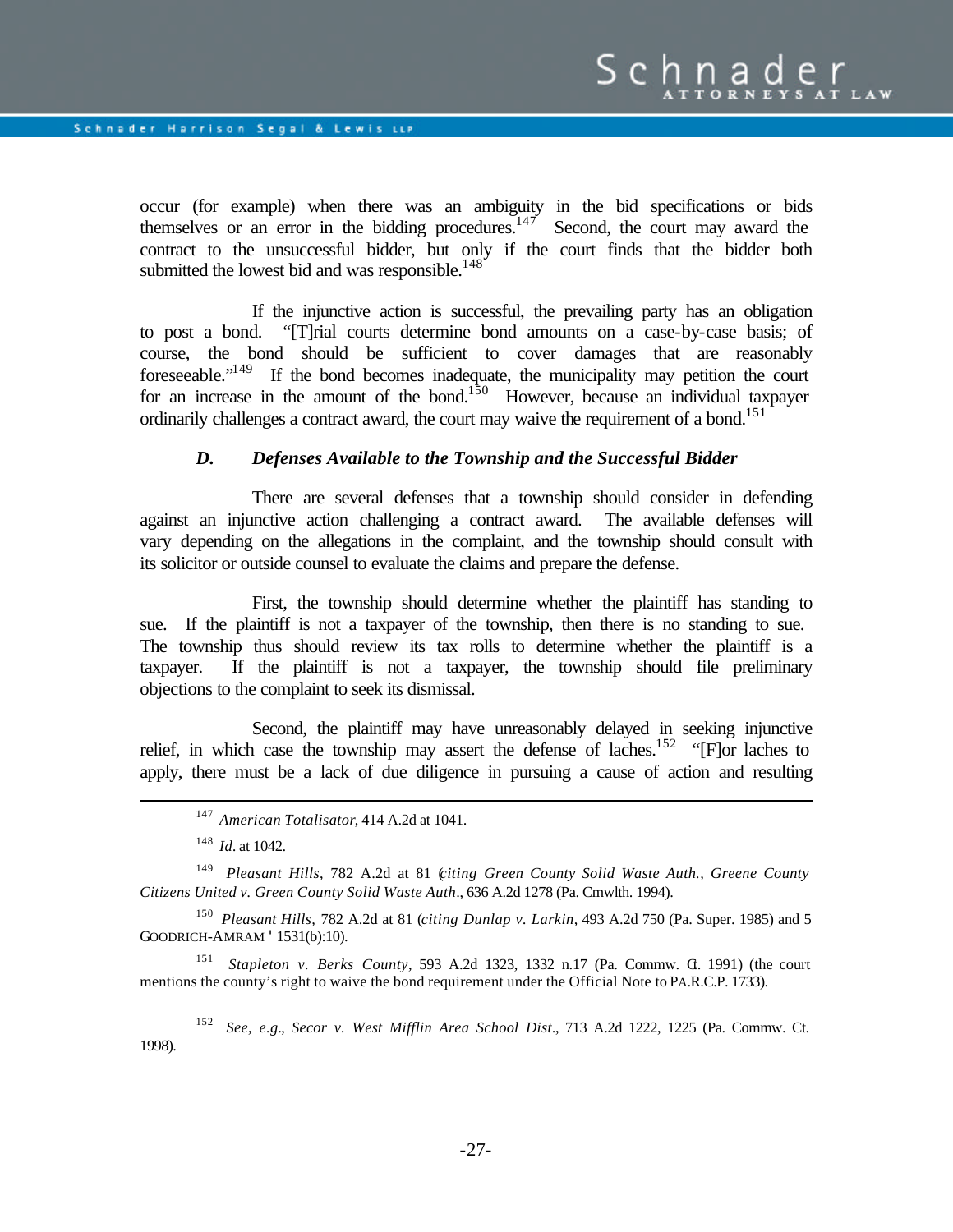occur (for example) when there was an ambiguity in the bid specifications or bids themselves or an error in the bidding procedures.[147] Second, the court may award the contract to the unsuccessful bidder, but only if the court finds that the bidder both submitted the lowest bid and was responsible.[148]

If the injunctive action is successful, the prevailing party has an obligation to post a bond. "[T]rial courts determine bond amounts on a case-by-case basis; of course, the bond should be sufficient to cover damages that are reasonably foreseeable."[149] If the bond becomes inadequate, the municipality may petition the court for an increase in the amount of the bond.[150] However, because an individual taxpayer ordinarily challenges a contract award, the court may waive the requirement of a bond.[151]

### *D. Defenses Available to the Township and the Successful Bidder*

There are several defenses that a township should consider in defending against an injunctive action challenging a contract award. The available defenses will vary depending on the allegations in the complaint, and the township should consult with its solicitor or outside counsel to evaluate the claims and prepare the defense.

First, the township should determine whether the plaintiff has standing to sue. If the plaintiff is not a taxpayer of the township, then there is no standing to sue. The township thus should review its tax rolls to determine whether the plaintiff is a taxpayer. If the plaintiff is not a taxpayer, the township should file preliminary objections to the complaint to seek its dismissal.

Second, the plaintiff may have unreasonably delayed in seeking injunctive relief, in which case the township may assert the defense of laches.[152] "[F]or laches to apply, there must be a lack of due diligence in pursuing a cause of action and resulting

---

[147] *American Totalisator*, 414 A.2d at 1041.

[148] *Id*. at 1042.

[149] *Pleasant Hills*, 782 A.2d at 81 (*citing Green County Solid Waste Auth., Greene County Citizens United v. Green County Solid Waste Auth*., 636 A.2d 1278 (Pa. Cmwlth. 1994).

[150] *Pleasant Hills*, 782 A.2d at 81 (*citing Dunlap v. Larkin*, 493 A.2d 750 (Pa. Super. 1985) and 5 GOODRICH-AMRAM ' 1531(b):10).

[151] *Stapleton v. Berks County*, 593 A.2d 1323, 1332 n.17 (Pa. Commw. Ct. 1991) (the court mentions the county's right to waive the bond requirement under the Official Note to PA.R.C.P. 1733).

[152] *See, e.g*., *Secor v. West Mifflin Area School Dist*., 713 A.2d 1222, 1225 (Pa. Commw. Ct. 1998).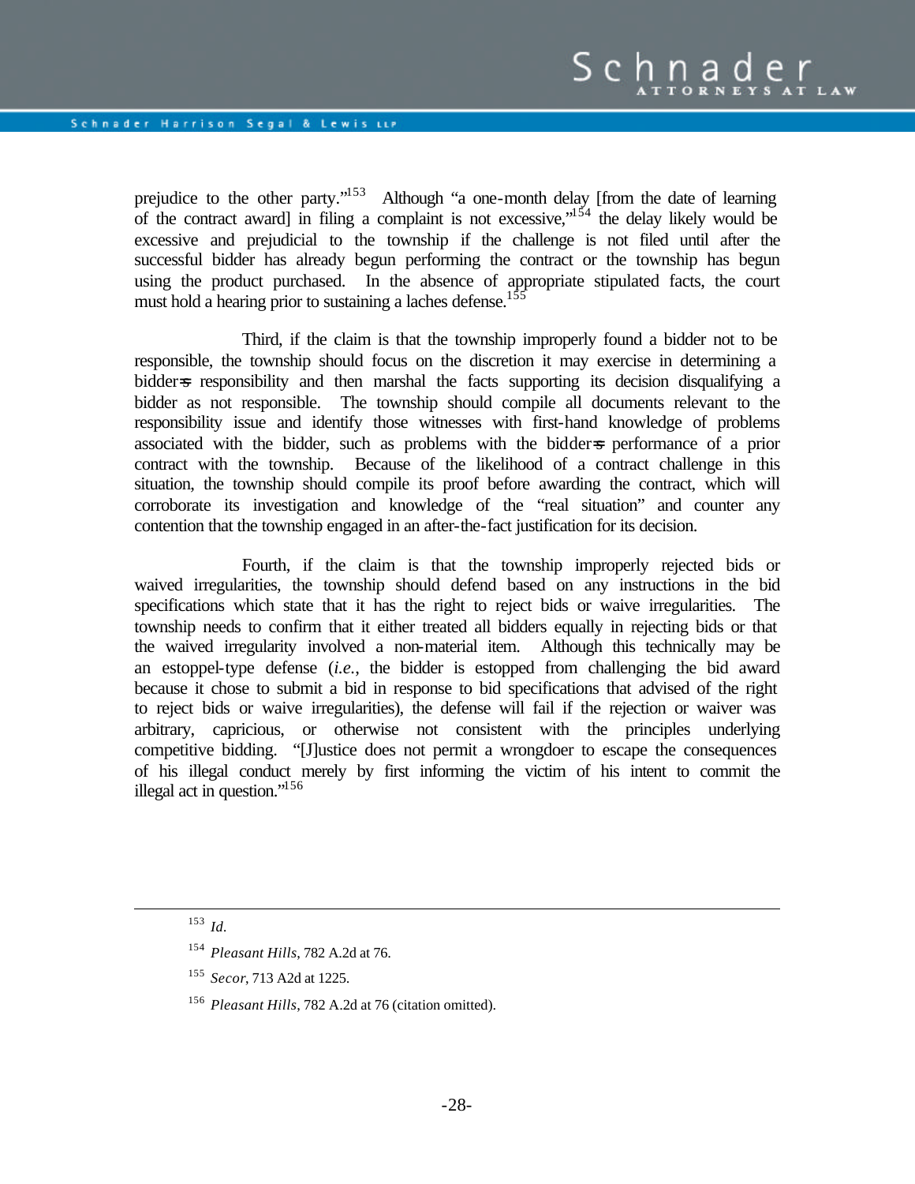prejudice to the other party."[153] Although "a one-month delay [from the date of learning of the contract award] in filing a complaint is not excessive,"[154] the delay likely would be excessive and prejudicial to the township if the challenge is not filed until after the successful bidder has already begun performing the contract or the township has begun using the product purchased. In the absence of appropriate stipulated facts, the court must hold a hearing prior to sustaining a laches defense.[155]

Third, if the claim is that the township improperly found a bidder not to be responsible, the township should focus on the discretion it may exercise in determining a bidder's responsibility and then marshal the facts supporting its decision disqualifying a bidder as not responsible. The township should compile all documents relevant to the responsibility issue and identify those witnesses with first-hand knowledge of problems associated with the bidder, such as problems with the bidder's performance of a prior contract with the township. Because of the likelihood of a contract challenge in this situation, the township should compile its proof before awarding the contract, which will corroborate its investigation and knowledge of the "real situation" and counter any contention that the township engaged in an after-the-fact justification for its decision.

Fourth, if the claim is that the township improperly rejected bids or waived irregularities, the township should defend based on any instructions in the bid specifications which state that it has the right to reject bids or waive irregularities. The township needs to confirm that it either treated all bidders equally in rejecting bids or that the waived irregularity involved a non-material item. Although this technically may be an estoppel-type defense (*i.e.*, the bidder is estopped from challenging the bid award because it chose to submit a bid in response to bid specifications that advised of the right to reject bids or waive irregularities), the defense will fail if the rejection or waiver was arbitrary, capricious, or otherwise not consistent with the principles underlying competitive bidding. "[J]ustice does not permit a wrongdoer to escape the consequences of his illegal conduct merely by first informing the victim of his intent to commit the illegal act in question."[156]

---

[153] *Id.*

[154] *Pleasant Hills*, 782 A.2d at 76.

[155] *Secor*, 713 A2d at 1225.

[156] *Pleasant Hills*, 782 A.2d at 76 (citation omitted).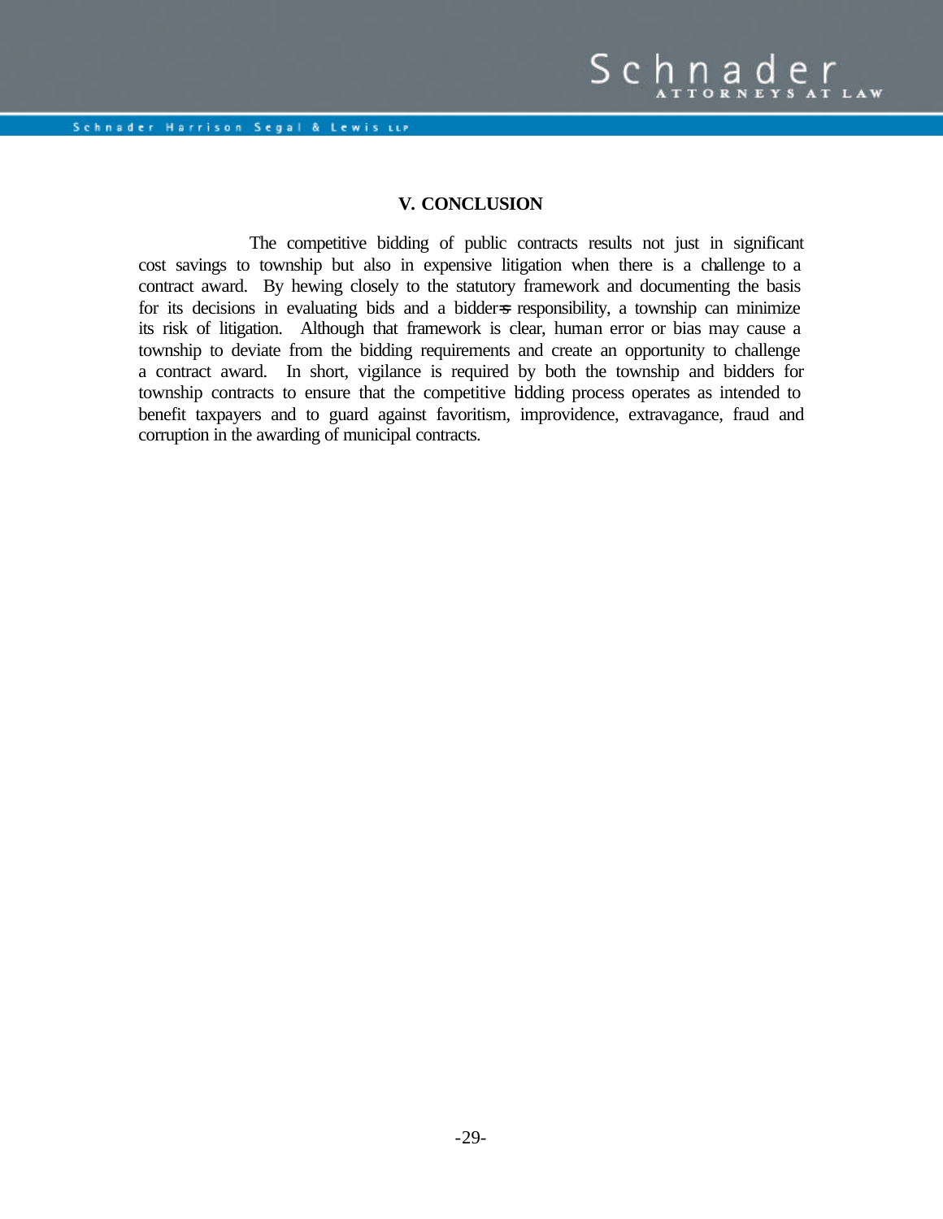## V. CONCLUSION

The competitive bidding of public contracts results not just in significant cost savings to township but also in expensive litigation when there is a challenge to a contract award. By hewing closely to the statutory framework and documenting the basis for its decisions in evaluating bids and a bidder=s responsibility, a township can minimize its risk of litigation. Although that framework is clear, human error or bias may cause a township to deviate from the bidding requirements and create an opportunity to challenge a contract award. In short, vigilance is required by both the township and bidders for township contracts to ensure that the competitive bidding process operates as intended to benefit taxpayers and to guard against favoritism, improvidence, extravagance, fraud and corruption in the awarding of municipal contracts.